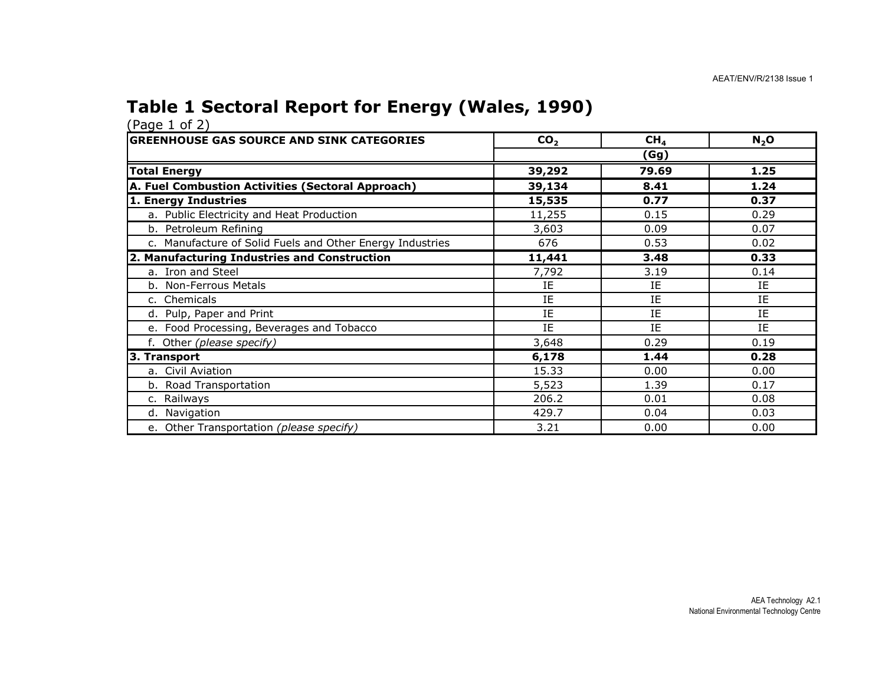# Table 1 Sectoral Report for Energy (Wales, 1990)

(Page 1 of 2)

| GREENHOUSE GAS SOURCE AND SINK CATEGORIES | $CO_2$ | $CH_4$ | $N_2O$ |
|---|---|---|---|
| | | (Gg) | |
| **Total Energy** | **39,292** | **79.69** | **1.25** |
| **A. Fuel Combustion Activities (Sectoral Approach)** | **39,134** | **8.41** | **1.24** |
| **1. Energy Industries** | **15,535** | **0.77** | **0.37** |
| a. Public Electricity and Heat Production | 11,255 | 0.15 | 0.29 |
| b. Petroleum Refining | 3,603 | 0.09 | 0.07 |
| c. Manufacture of Solid Fuels and Other Energy Industries | 676 | 0.53 | 0.02 |
| **2. Manufacturing Industries and Construction** | **11,441** | **3.48** | **0.33** |
| a. Iron and Steel | 7,792 | 3.19 | 0.14 |
| b. Non-Ferrous Metals | IE | IE | IE |
| c. Chemicals | IE | IE | IE |
| d. Pulp, Paper and Print | IE | IE | IE |
| e. Food Processing, Beverages and Tobacco | IE | IE | IE |
| f. Other *(please specify)* | 3,648 | 0.29 | 0.19 |
| **3. Transport** | **6,178** | **1.44** | **0.28** |
| a. Civil Aviation | 15.33 | 0.00 | 0.00 |
| b. Road Transportation | 5,523 | 1.39 | 0.17 |
| c. Railways | 206.2 | 0.01 | 0.08 |
| d. Navigation | 429.7 | 0.04 | 0.03 |
| e. Other Transportation *(please specify)* | 3.21 | 0.00 | 0.00 |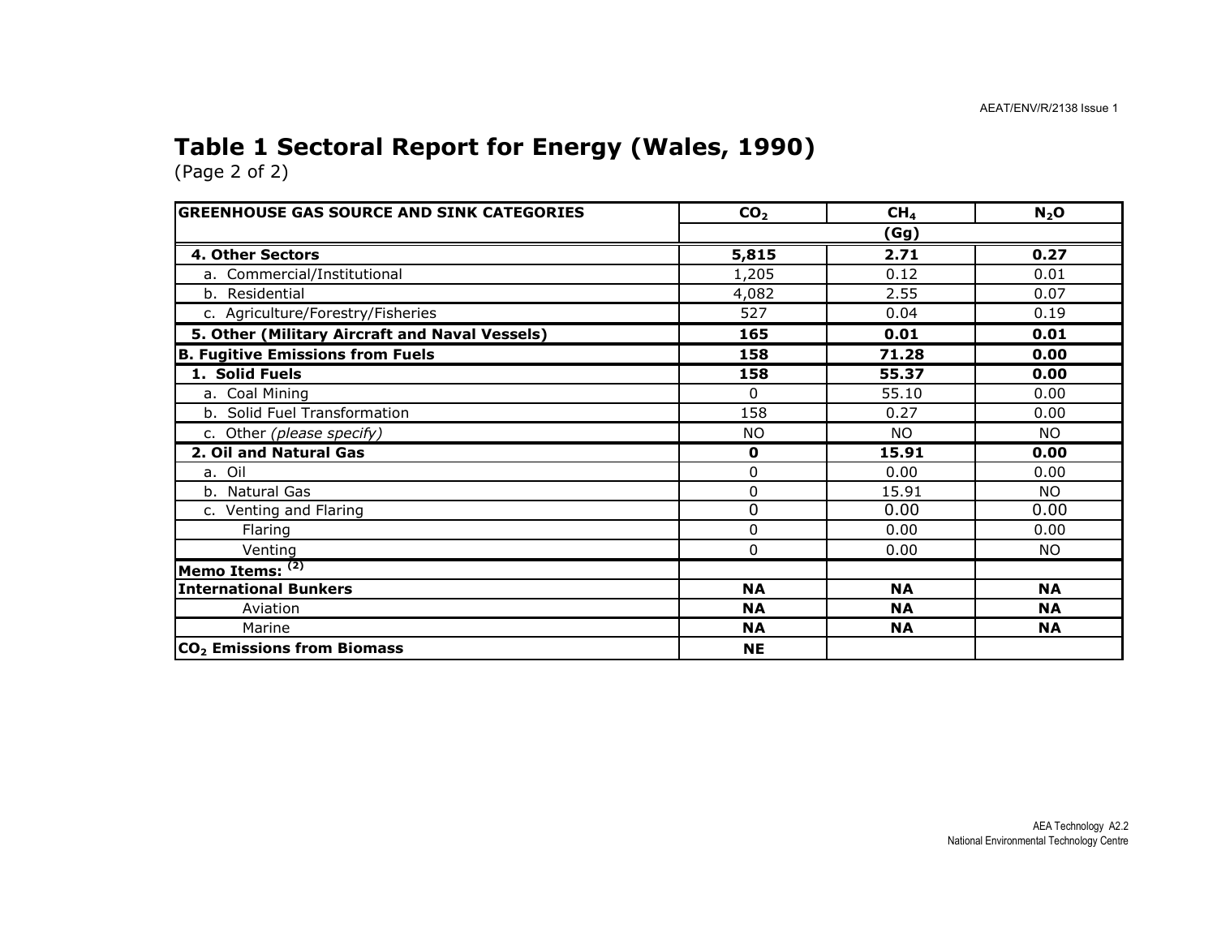# Table 1 Sectoral Report for Energy (Wales, 1990)

(Page 2 of 2)

| GREENHOUSE GAS SOURCE AND SINK CATEGORIES | $CO_2$ | $CH_4$ | $N_2O$ |
|---|---|---|---|
| | (Gg) | | |
| **4. Other Sectors** | **5,815** | **2.71** | **0.27** |
| a. Commercial/Institutional | 1,205 | 0.12 | 0.01 |
| b. Residential | 4,082 | 2.55 | 0.07 |
| c. Agriculture/Forestry/Fisheries | 527 | 0.04 | 0.19 |
| **5. Other (Military Aircraft and Naval Vessels)** | **165** | **0.01** | **0.01** |
| **B. Fugitive Emissions from Fuels** | **158** | **71.28** | **0.00** |
| **1. Solid Fuels** | **158** | **55.37** | **0.00** |
| a. Coal Mining | 0 | 55.10 | 0.00 |
| b. Solid Fuel Transformation | 158 | 0.27 | 0.00 |
| c. Other *(please specify)* | NO | NO | NO |
| **2. Oil and Natural Gas** | **0** | **15.91** | **0.00** |
| a. Oil | 0 | 0.00 | 0.00 |
| b. Natural Gas | 0 | 15.91 | NO |
| c. Venting and Flaring | 0 | 0.00 | 0.00 |
| Flaring | 0 | 0.00 | 0.00 |
| Venting | 0 | 0.00 | NO |
| **Memo Items:** (2) | | | |
| **International Bunkers** | **NA** | **NA** | **NA** |
| Aviation | **NA** | **NA** | **NA** |
| Marine | **NA** | **NA** | **NA** |
| **$CO_2$ Emissions from Biomass** | **NE** | | |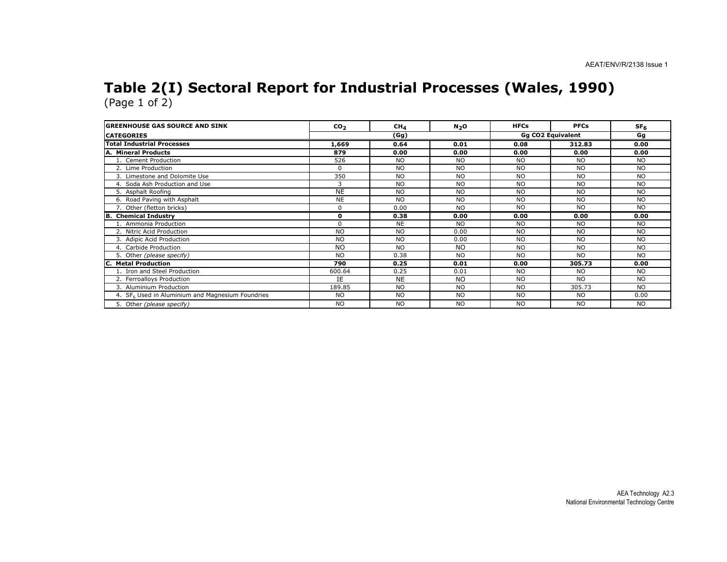# Table 2(I) Sectoral Report for Industrial Processes (Wales, 1990)

(Page 1 of 2)

| GREENHOUSE GAS SOURCE AND SINK | $CO_2$ | $CH_4$ | $N_2O$ | HFCs | PFCs | $SF_6$ |
|---|---|---|---|---|---|---|
| **CATEGORIES** | | (Gg) | | Gg CO2 Equivalent | | Gg |
| **Total Industrial Processes** | **1,669** | **0.64** | **0.01** | **0.08** | **312.83** | **0.00** |
| **A. Mineral Products** | **879** | **0.00** | **0.00** | **0.00** | **0.00** | **0.00** |
| 1. Cement Production | 526 | NO | NO | NO | NO | NO |
| 2. Lime Production | 0 | NO | NO | NO | NO | NO |
| 3. Limestone and Dolomite Use | 350 | NO | NO | NO | NO | NO |
| 4. Soda Ash Production and Use | 3 | NO | NO | NO | NO | NO |
| 5. Asphalt Roofing | NE | NO | NO | NO | NO | NO |
| 6. Road Paving with Asphalt | NE | NO | NO | NO | NO | NO |
| 7. Other (fletton bricks) | 0 | 0.00 | NO | NO | NO | NO |
| **B. Chemical Industry** | **0** | **0.38** | **0.00** | **0.00** | **0.00** | **0.00** |
| 1. Ammonia Production | 0 | NE | NO | NO | NO | NO |
| 2. Nitric Acid Production | NO | NO | 0.00 | NO | NO | NO |
| 3. Adipic Acid Production | NO | NO | 0.00 | NO | NO | NO |
| 4. Carbide Production | NO | NO | NO | NO | NO | NO |
| 5. Other *(please specify)* | NO | 0.38 | NO | NO | NO | NO |
| **C. Metal Production** | **790** | **0.25** | **0.01** | **0.00** | **305.73** | **0.00** |
| 1. Iron and Steel Production | 600.64 | 0.25 | 0.01 | NO | NO | NO |
| 2. Ferroalloys Production | IE | NE | NO | NO | NO | NO |
| 3. Aluminium Production | 189.85 | NO | NO | NO | 305.73 | NO |
| 4. $SF_6$ Used in Aluminium and Magnesium Foundries | NO | NO | NO | NO | NO | 0.00 |
| 5. Other *(please specify)* | NO | NO | NO | NO | NO | NO |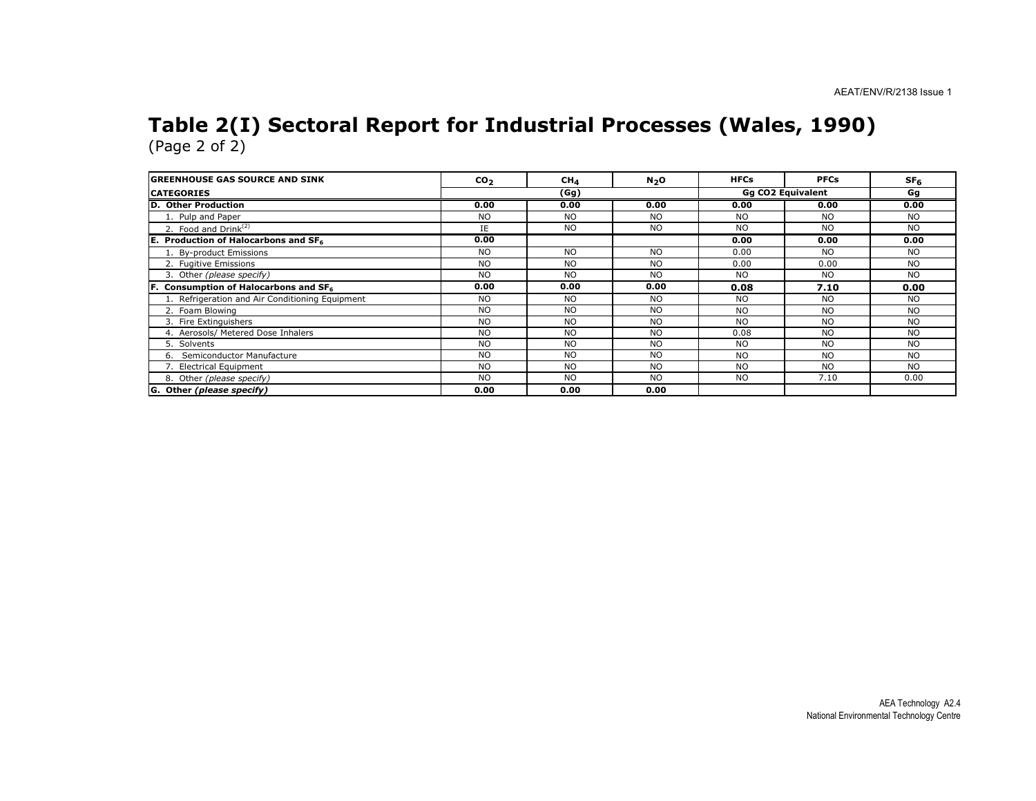# Table 2(I) Sectoral Report for Industrial Processes (Wales, 1990)

(Page 2 of 2)

| GREENHOUSE GAS SOURCE AND SINK | $CO_2$ | $CH_4$ | $N_2O$ | HFCs | PFCs | $SF_6$ |
|---|---|---|---|---|---|---|
| **CATEGORIES** | | (Gg) | | Gg CO2 Equivalent | | Gg |
| **D. Other Production** | **0.00** | **0.00** | **0.00** | **0.00** | **0.00** | **0.00** |
| 1. Pulp and Paper | NO | NO | NO | NO | NO | NO |
| 2. Food and Drink[(2)] | IE | NO | NO | NO | NO | NO |
| **E. Production of Halocarbons and $SF_6$** | **0.00** | | | **0.00** | **0.00** | **0.00** |
| 1. By-product Emissions | NO | NO | NO | 0.00 | NO | NO |
| 2. Fugitive Emissions | NO | NO | NO | 0.00 | 0.00 | NO |
| 3. Other *(please specify)* | NO | NO | NO | NO | NO | NO |
| **F. Consumption of Halocarbons and $SF_6$** | **0.00** | **0.00** | **0.00** | **0.08** | **7.10** | **0.00** |
| 1. Refrigeration and Air Conditioning Equipment | NO | NO | NO | NO | NO | NO |
| 2. Foam Blowing | NO | NO | NO | NO | NO | NO |
| 3. Fire Extinguishers | NO | NO | NO | NO | NO | NO |
| 4. Aerosols/ Metered Dose Inhalers | NO | NO | NO | 0.08 | NO | NO |
| 5. Solvents | NO | NO | NO | NO | NO | NO |
| 6. Semiconductor Manufacture | NO | NO | NO | NO | NO | NO |
| 7. Electrical Equipment | NO | NO | NO | NO | NO | NO |
| 8. Other *(please specify)* | NO | NO | NO | NO | 7.10 | 0.00 |
| **G. Other *(please specify)*** | **0.00** | **0.00** | **0.00** | | | |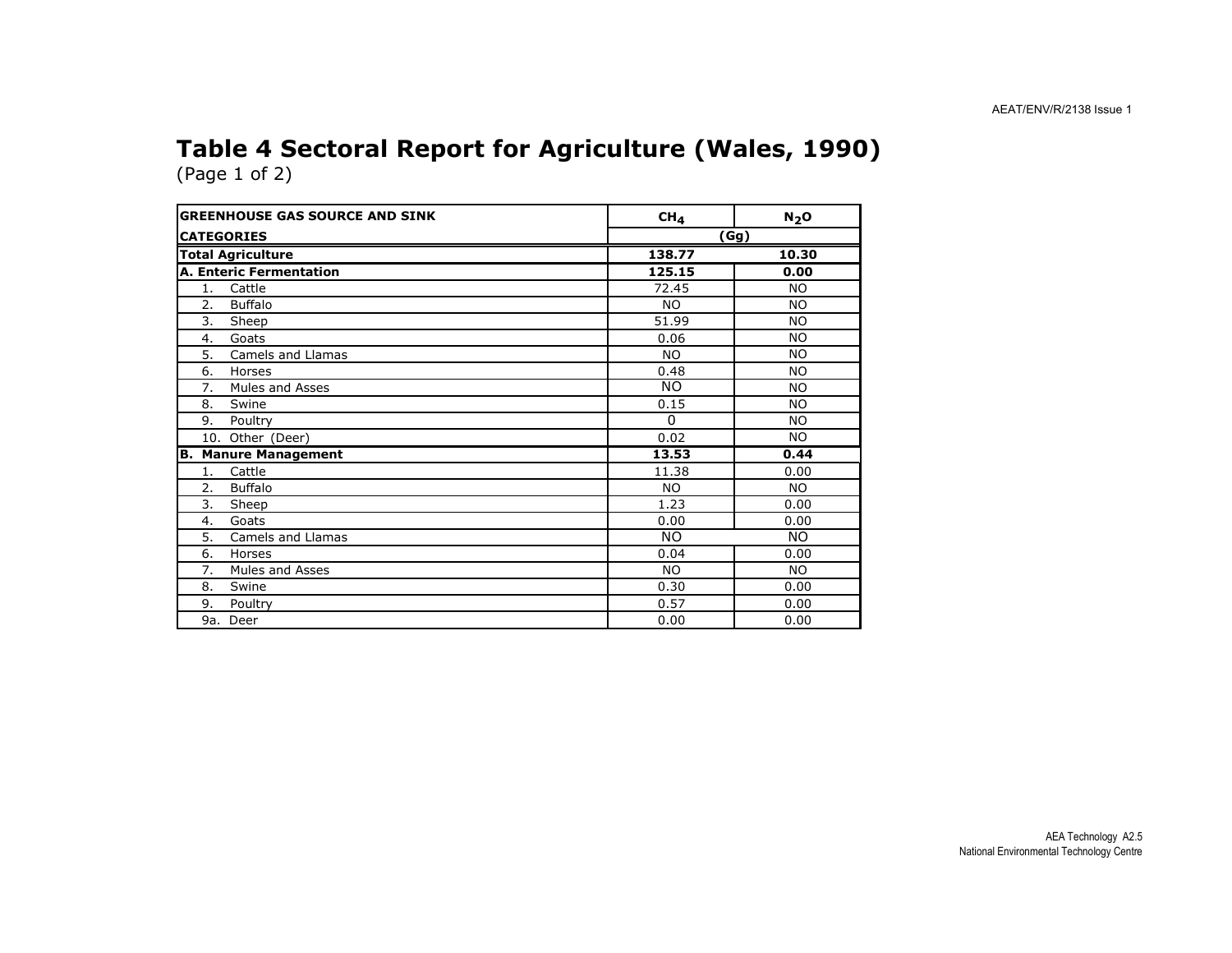# Table 4 Sectoral Report for Agriculture (Wales, 1990)

(Page 1 of 2)

| GREENHOUSE GAS SOURCE AND SINK | $CH_4$ | $N_2O$ |
|---|---|---|
| CATEGORIES | (Gg) | |
| **Total Agriculture** | **138.77** | **10.30** |
| **A. Enteric Fermentation** | **125.15** | **0.00** |
| 1. Cattle | 72.45 | NO |
| 2. Buffalo | NO | NO |
| 3. Sheep | 51.99 | NO |
| 4. Goats | 0.06 | NO |
| 5. Camels and Llamas | NO | NO |
| 6. Horses | 0.48 | NO |
| 7. Mules and Asses | NO | NO |
| 8. Swine | 0.15 | NO |
| 9. Poultry | 0 | NO |
| 10. Other (Deer) | 0.02 | NO |
| **B. Manure Management** | **13.53** | **0.44** |
| 1. Cattle | 11.38 | 0.00 |
| 2. Buffalo | NO | NO |
| 3. Sheep | 1.23 | 0.00 |
| 4. Goats | 0.00 | 0.00 |
| 5. Camels and Llamas | NO | NO |
| 6. Horses | 0.04 | 0.00 |
| 7. Mules and Asses | NO | NO |
| 8. Swine | 0.30 | 0.00 |
| 9. Poultry | 0.57 | 0.00 |
| 9a. Deer | 0.00 | 0.00 |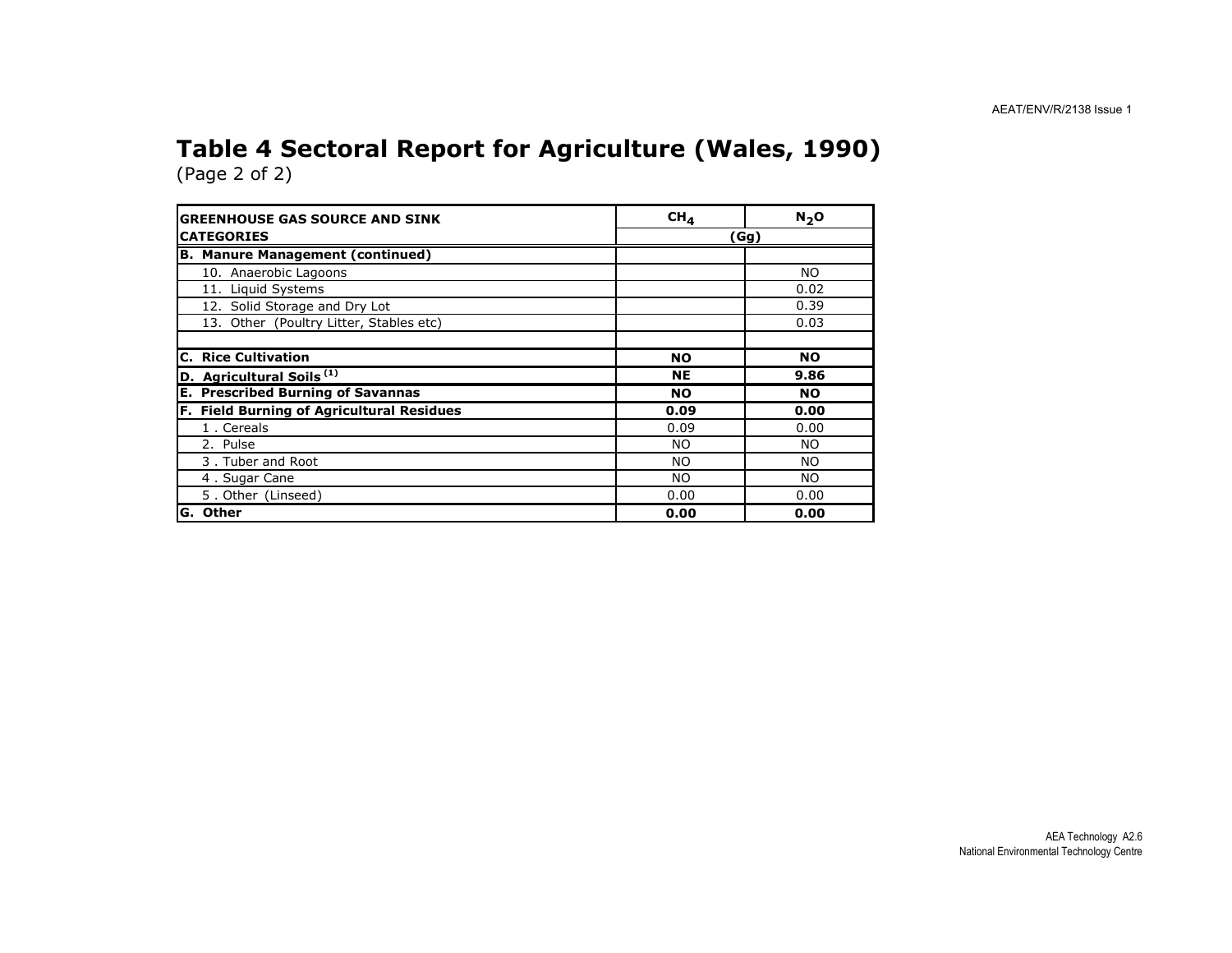# Table 4 Sectoral Report for Agriculture (Wales, 1990)

(Page 2 of 2)

| GREENHOUSE GAS SOURCE AND SINK CATEGORIES | $CH_4$ | $N_2O$ |
|---|---|---|
| | (Gg) | |
| **B. Manure Management (continued)** | | |
| 10. Anaerobic Lagoons | | NO |
| 11. Liquid Systems | | 0.02 |
| 12. Solid Storage and Dry Lot | | 0.39 |
| 13. Other (Poultry Litter, Stables etc) | | 0.03 |
| | | |
| **C. Rice Cultivation** | **NO** | **NO** |
| **D. Agricultural Soils [1]** | **NE** | **9.86** |
| **E. Prescribed Burning of Savannas** | **NO** | **NO** |
| **F. Field Burning of Agricultural Residues** | **0.09** | **0.00** |
| 1 . Cereals | 0.09 | 0.00 |
| 2. Pulse | NO | NO |
| 3 . Tuber and Root | NO | NO |
| 4 . Sugar Cane | NO | NO |
| 5 . Other (Linseed) | 0.00 | 0.00 |
| **G. Other** | **0.00** | **0.00** |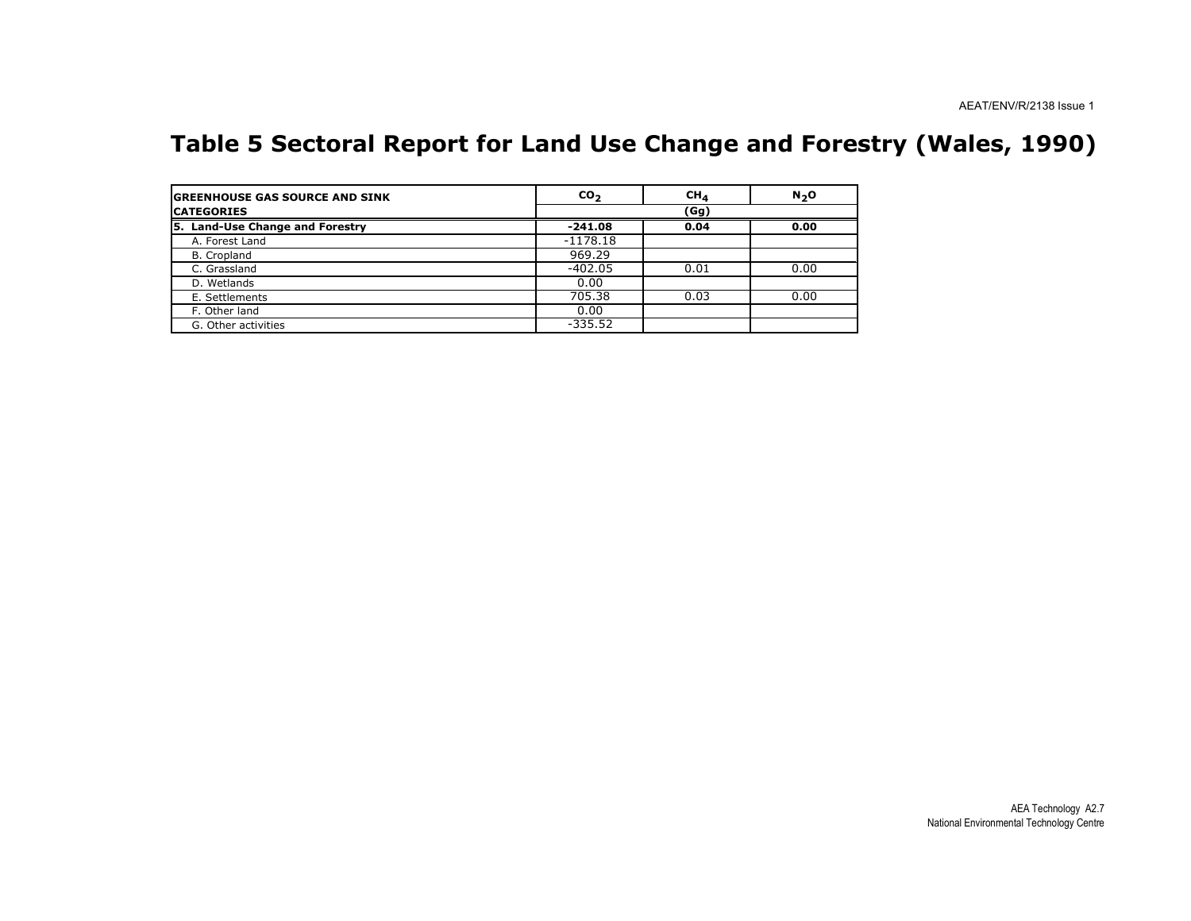# Table 5 Sectoral Report for Land Use Change and Forestry (Wales, 1990)

| GREENHOUSE GAS SOURCE AND SINK CATEGORIES | $CO_2$ | $CH_4$ | $N_2O$ |
|---|---|---|---|
| | (Gg) | | |
| **5. Land-Use Change and Forestry** | **-241.08** | **0.04** | **0.00** |
| A. Forest Land | -1178.18 | | |
| B. Cropland | 969.29 | | |
| C. Grassland | -402.05 | 0.01 | 0.00 |
| D. Wetlands | 0.00 | | |
| E. Settlements | 705.38 | 0.03 | 0.00 |
| F. Other land | 0.00 | | |
| G. Other activities | -335.52 | | |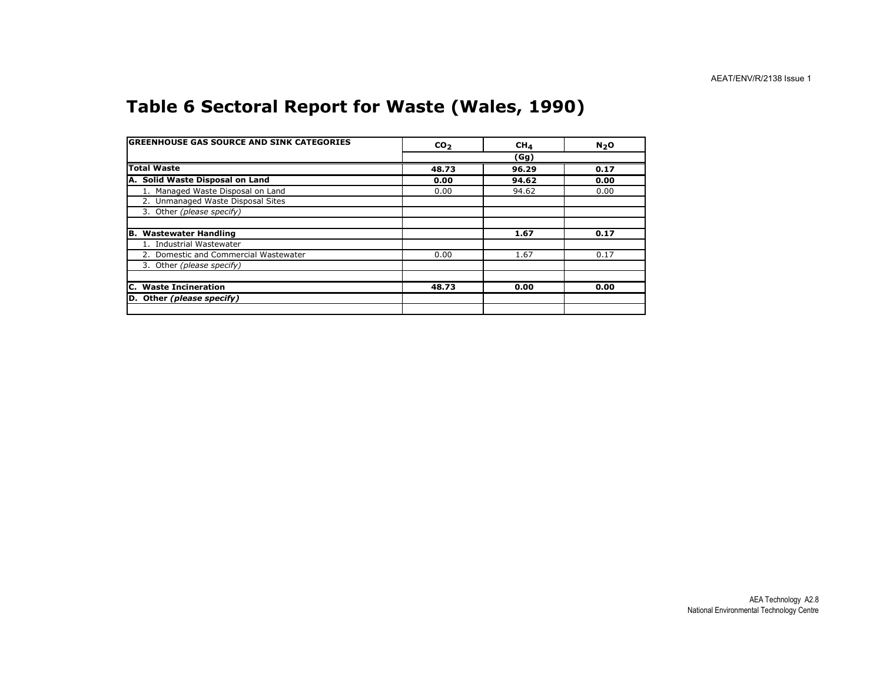# Table 6 Sectoral Report for Waste (Wales, 1990)

| GREENHOUSE GAS SOURCE AND SINK CATEGORIES | $CO_2$ | $CH_4$ | $N_2O$ |
|---|---|---|---|
| | | (Gg) | |
| **Total Waste** | **48.73** | **96.29** | **0.17** |
| **A. Solid Waste Disposal on Land** | **0.00** | **94.62** | **0.00** |
| 1. Managed Waste Disposal on Land | 0.00 | 94.62 | 0.00 |
| 2. Unmanaged Waste Disposal Sites | | | |
| 3. Other *(please specify)* | | | |
| | | | |
| **B. Wastewater Handling** | | **1.67** | **0.17** |
| 1. Industrial Wastewater | | | |
| 2. Domestic and Commercial Wastewater | 0.00 | 1.67 | 0.17 |
| 3. Other *(please specify)* | | | |
| | | | |
| **C. Waste Incineration** | **48.73** | **0.00** | **0.00** |
| **D. Other *(please specify)*** | | | |
| | | | |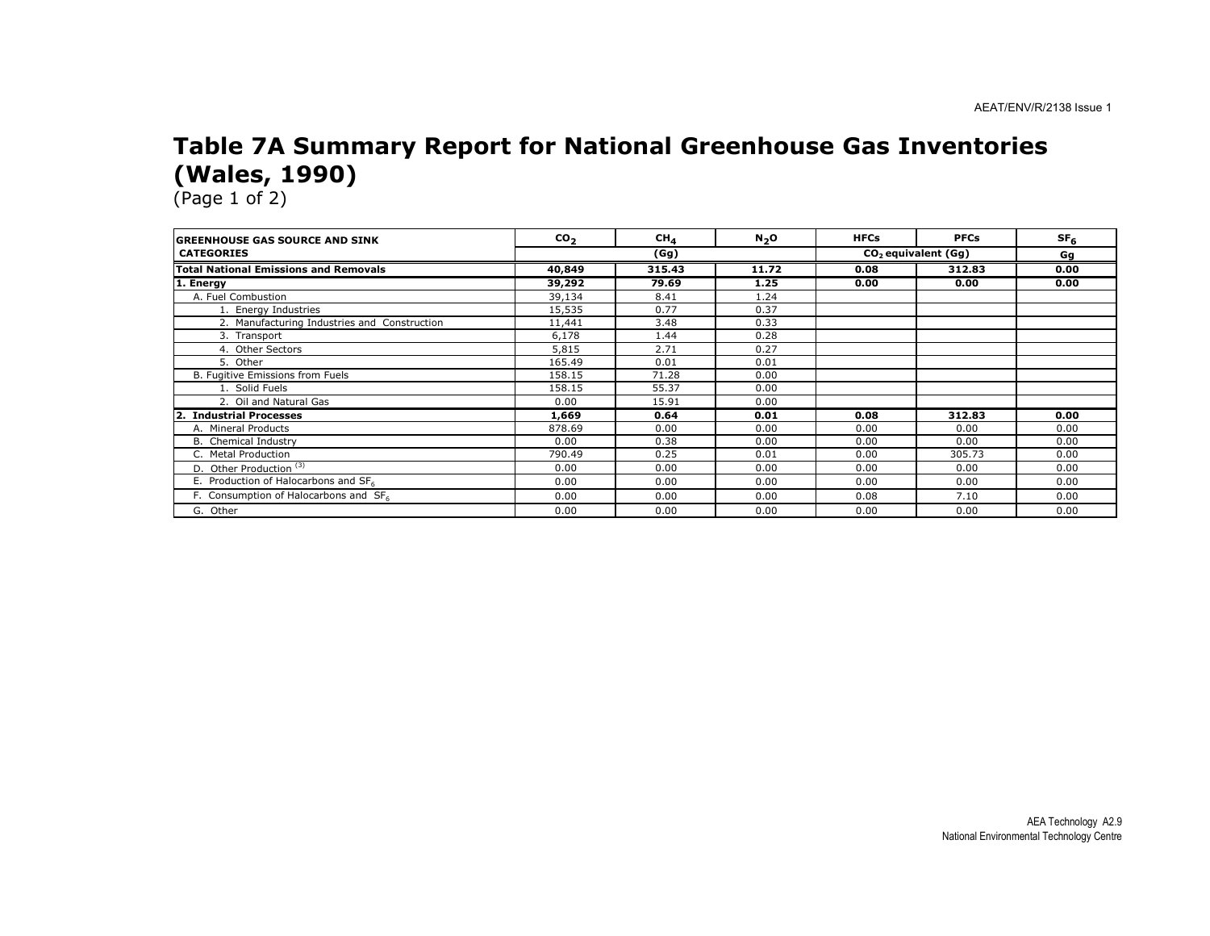# Table 7A Summary Report for National Greenhouse Gas Inventories (Wales, 1990)

(Page 1 of 2)

| GREENHOUSE GAS SOURCE AND SINK CATEGORIES | $CO_2$ | $CH_4$ | $N_2O$ | HFCs | PFCs | $SF_6$ |
|---|---|---|---|---|---|---|
| | (Gg) | | | $CO_2$ equivalent (Gg) | | Gg |
| **Total National Emissions and Removals** | **40,849** | **315.43** | **11.72** | **0.08** | **312.83** | **0.00** |
| **1. Energy** | **39,292** | **79.69** | **1.25** | **0.00** | **0.00** | **0.00** |
| A. Fuel Combustion | 39,134 | 8.41 | 1.24 | | | |
| 1. Energy Industries | 15,535 | 0.77 | 0.37 | | | |
| 2. Manufacturing Industries and Construction | 11,441 | 3.48 | 0.33 | | | |
| 3. Transport | 6,178 | 1.44 | 0.28 | | | |
| 4. Other Sectors | 5,815 | 2.71 | 0.27 | | | |
| 5. Other | 165.49 | 0.01 | 0.01 | | | |
| B. Fugitive Emissions from Fuels | 158.15 | 71.28 | 0.00 | | | |
| 1. Solid Fuels | 158.15 | 55.37 | 0.00 | | | |
| 2. Oil and Natural Gas | 0.00 | 15.91 | 0.00 | | | |
| **2. Industrial Processes** | **1,669** | **0.64** | **0.01** | **0.08** | **312.83** | **0.00** |
| A. Mineral Products | 878.69 | 0.00 | 0.00 | 0.00 | 0.00 | 0.00 |
| B. Chemical Industry | 0.00 | 0.38 | 0.00 | 0.00 | 0.00 | 0.00 |
| C. Metal Production | 790.49 | 0.25 | 0.01 | 0.00 | 305.73 | 0.00 |
| D. Other Production [(3)] | 0.00 | 0.00 | 0.00 | 0.00 | 0.00 | 0.00 |
| E. Production of Halocarbons and $SF_6$ | 0.00 | 0.00 | 0.00 | 0.00 | 0.00 | 0.00 |
| F. Consumption of Halocarbons and $SF_6$ | 0.00 | 0.00 | 0.00 | 0.08 | 7.10 | 0.00 |
| G. Other | 0.00 | 0.00 | 0.00 | 0.00 | 0.00 | 0.00 |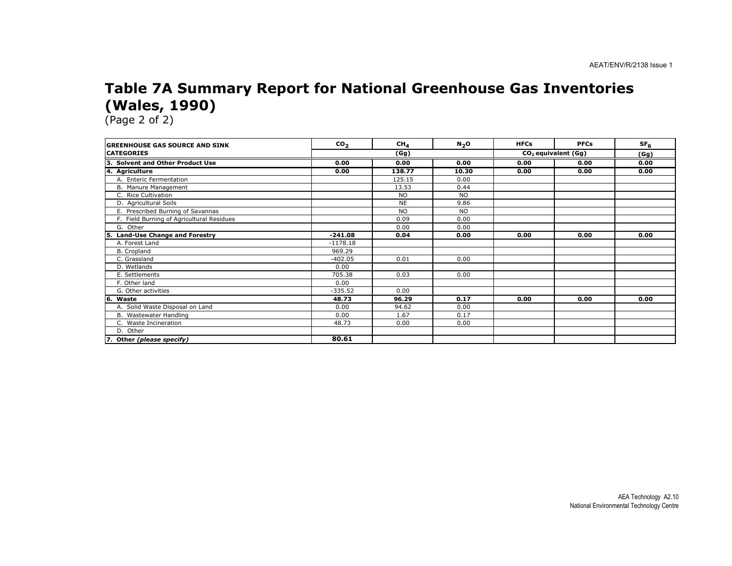# Table 7A Summary Report for National Greenhouse Gas Inventories (Wales, 1990)

(Page 2 of 2)

| GREENHOUSE GAS SOURCE AND SINK CATEGORIES | $CO_2$ | $CH_4$ | $N_2O$ | HFCs | PFCs | $SF_6$ |
|---|---|---|---|---|---|---|
| | (Gg) | | | $CO_2$ equivalent (Gg) | | (Gg) |
| **3. Solvent and Other Product Use** | **0.00** | **0.00** | **0.00** | **0.00** | **0.00** | **0.00** |
| **4. Agriculture** | **0.00** | **138.77** | **10.30** | **0.00** | **0.00** | **0.00** |
| A. Enteric Fermentation | | 125.15 | 0.00 | | | |
| B. Manure Management | | 13.53 | 0.44 | | | |
| C. Rice Cultivation | | NO | NO | | | |
| D. Agricultural Soils | | NE | 9.86 | | | |
| E. Prescribed Burning of Savannas | | NO | NO | | | |
| F. Field Burning of Agricultural Residues | | 0.09 | 0.00 | | | |
| G. Other | | 0.00 | 0.00 | | | |
| **5. Land-Use Change and Forestry** | **-241.08** | **0.04** | **0.00** | **0.00** | **0.00** | **0.00** |
| A. Forest Land | -1178.18 | | | | | |
| B. Cropland | 969.29 | | | | | |
| C. Grassland | -402.05 | 0.01 | 0.00 | | | |
| D. Wetlands | 0.00 | | | | | |
| E. Settlements | 705.38 | 0.03 | 0.00 | | | |
| F. Other land | 0.00 | | | | | |
| G. Other activities | -335.52 | 0.00 | | | | |
| **6. Waste** | **48.73** | **96.29** | **0.17** | **0.00** | **0.00** | **0.00** |
| A. Solid Waste Disposal on Land | 0.00 | 94.62 | 0.00 | | | |
| B. Wastewater Handling | 0.00 | 1.67 | 0.17 | | | |
| C. Waste Incineration | 48.73 | 0.00 | 0.00 | | | |
| D. Other | | | | | | |
| **7. Other *(please specify)*** | **80.61** | | | | | |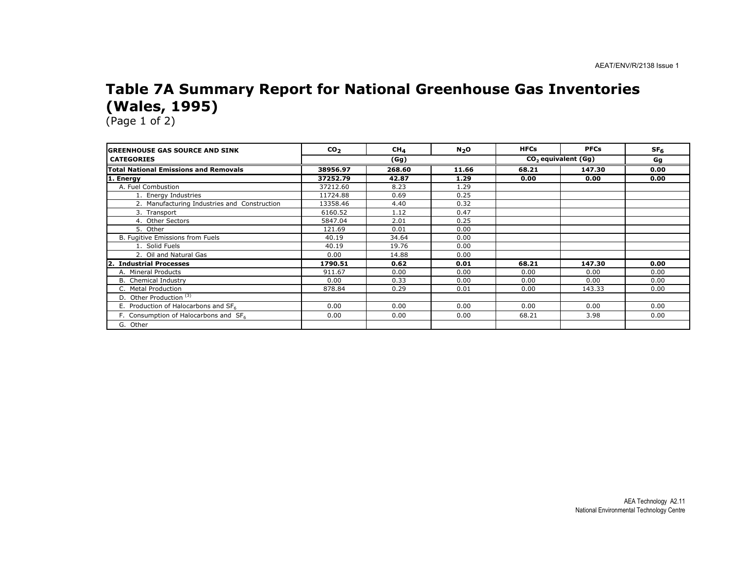# Table 7A Summary Report for National Greenhouse Gas Inventories (Wales, 1995)

(Page 1 of 2)

| GREENHOUSE GAS SOURCE AND SINK CATEGORIES | $CO_2$ | $CH_4$ | $N_2O$ | HFCs | PFCs | $SF_6$ |
|---|---|---|---|---|---|---|
| | (Gg) | | | $CO_2$ equivalent (Gg) | | Gg |
| **Total National Emissions and Removals** | **38956.97** | **268.60** | **11.66** | **68.21** | **147.30** | **0.00** |
| **1. Energy** | **37252.79** | **42.87** | **1.29** | **0.00** | **0.00** | **0.00** |
| A. Fuel Combustion | 37212.60 | 8.23 | 1.29 | | | |
| 1. Energy Industries | 11724.88 | 0.69 | 0.25 | | | |
| 2. Manufacturing Industries and Construction | 13358.46 | 4.40 | 0.32 | | | |
| 3. Transport | 6160.52 | 1.12 | 0.47 | | | |
| 4. Other Sectors | 5847.04 | 2.01 | 0.25 | | | |
| 5. Other | 121.69 | 0.01 | 0.00 | | | |
| B. Fugitive Emissions from Fuels | 40.19 | 34.64 | 0.00 | | | |
| 1. Solid Fuels | 40.19 | 19.76 | 0.00 | | | |
| 2. Oil and Natural Gas | 0.00 | 14.88 | 0.00 | | | |
| **2. Industrial Processes** | **1790.51** | **0.62** | **0.01** | **68.21** | **147.30** | **0.00** |
| A. Mineral Products | 911.67 | 0.00 | 0.00 | 0.00 | 0.00 | 0.00 |
| B. Chemical Industry | 0.00 | 0.33 | 0.00 | 0.00 | 0.00 | 0.00 |
| C. Metal Production | 878.84 | 0.29 | 0.01 | 0.00 | 143.33 | 0.00 |
| D. Other Production [(3)] | | | | | | |
| E. Production of Halocarbons and $SF_6$ | 0.00 | 0.00 | 0.00 | 0.00 | 0.00 | 0.00 |
| F. Consumption of Halocarbons and $SF_6$ | 0.00 | 0.00 | 0.00 | 68.21 | 3.98 | 0.00 |
| G. Other | | | | | | |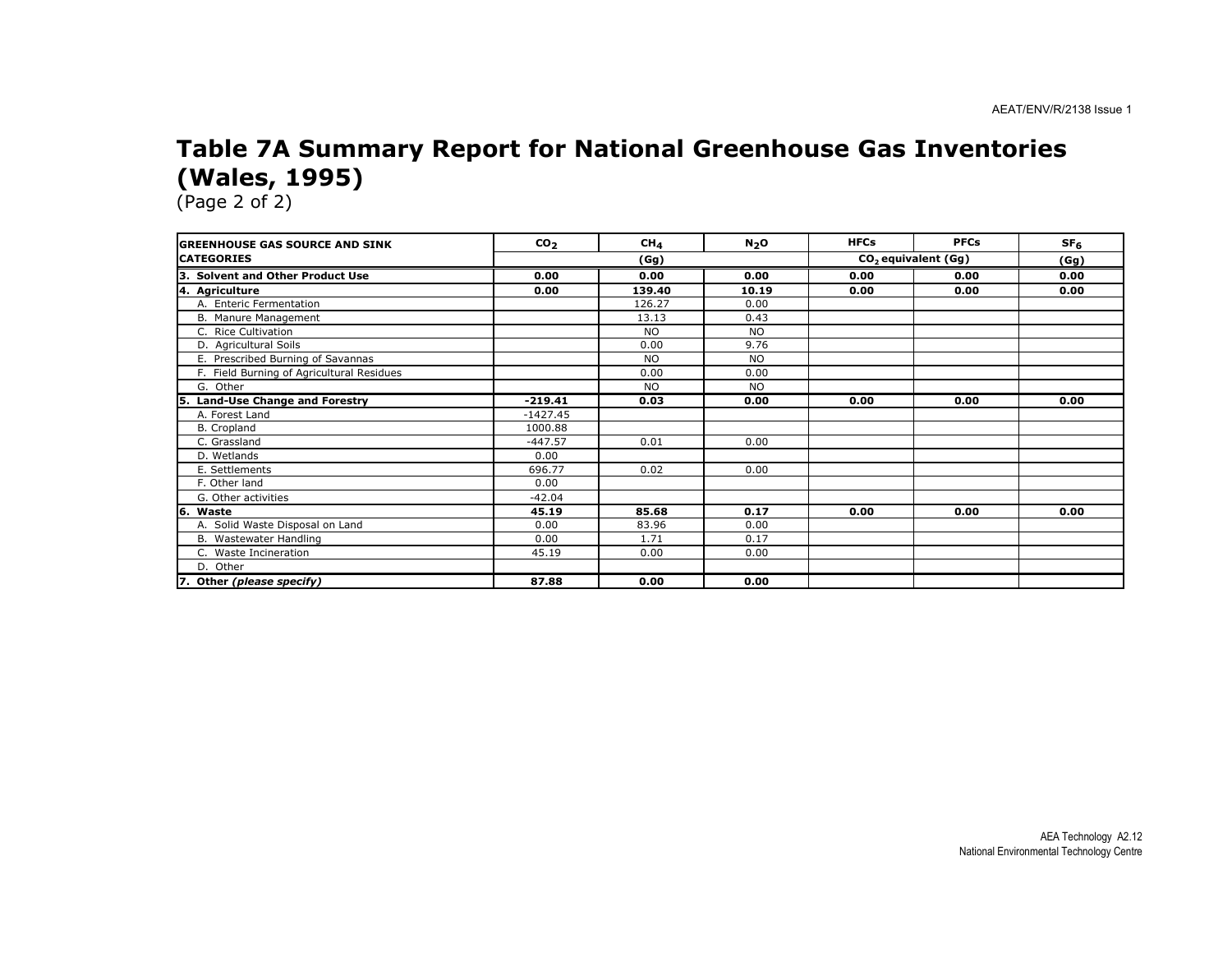# Table 7A Summary Report for National Greenhouse Gas Inventories (Wales, 1995)

(Page 2 of 2)

| GREENHOUSE GAS SOURCE AND SINK CATEGORIES | $CO_2$ | $CH_4$ | $N_2O$ | HFCs | PFCs | $SF_6$ |
|---|---|---|---|---|---|---|
| | (Gg) | | | $CO_2$ equivalent (Gg) | | (Gg) |
| **3. Solvent and Other Product Use** | **0.00** | **0.00** | **0.00** | **0.00** | **0.00** | **0.00** |
| **4. Agriculture** | **0.00** | **139.40** | **10.19** | **0.00** | **0.00** | **0.00** |
| A. Enteric Fermentation | | 126.27 | 0.00 | | | |
| B. Manure Management | | 13.13 | 0.43 | | | |
| C. Rice Cultivation | | NO | NO | | | |
| D. Agricultural Soils | | 0.00 | 9.76 | | | |
| E. Prescribed Burning of Savannas | | NO | NO | | | |
| F. Field Burning of Agricultural Residues | | 0.00 | 0.00 | | | |
| G. Other | | NO | NO | | | |
| **5. Land-Use Change and Forestry** | **-219.41** | **0.03** | **0.00** | **0.00** | **0.00** | **0.00** |
| A. Forest Land | -1427.45 | | | | | |
| B. Cropland | 1000.88 | | | | | |
| C. Grassland | -447.57 | 0.01 | 0.00 | | | |
| D. Wetlands | 0.00 | | | | | |
| E. Settlements | 696.77 | 0.02 | 0.00 | | | |
| F. Other land | 0.00 | | | | | |
| G. Other activities | -42.04 | | | | | |
| **6. Waste** | **45.19** | **85.68** | **0.17** | **0.00** | **0.00** | **0.00** |
| A. Solid Waste Disposal on Land | 0.00 | 83.96 | 0.00 | | | |
| B. Wastewater Handling | 0.00 | 1.71 | 0.17 | | | |
| C. Waste Incineration | 45.19 | 0.00 | 0.00 | | | |
| D. Other | | | | | | |
| **7. Other *(please specify)*** | **87.88** | **0.00** | **0.00** | | | |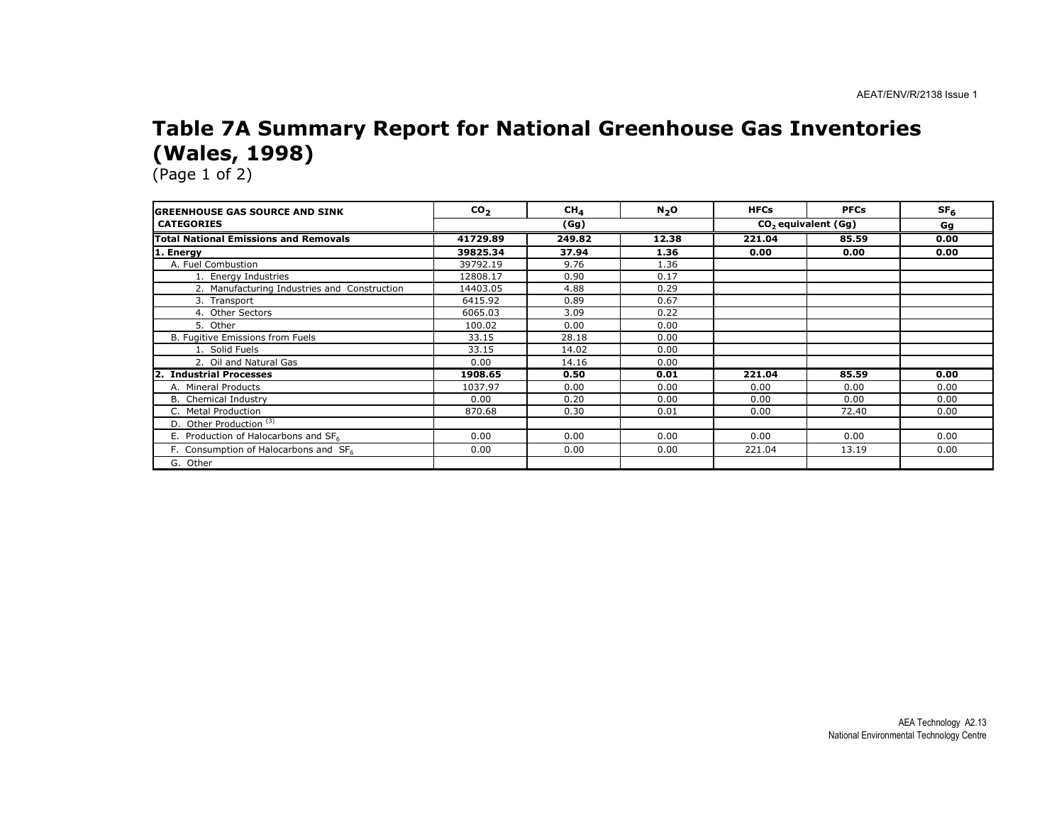# Table 7A Summary Report for National Greenhouse Gas Inventories (Wales, 1998)

(Page 1 of 2)

| GREENHOUSE GAS SOURCE AND SINK CATEGORIES | $CO_2$ | $CH_4$ | $N_2O$ | HFCs | PFCs | $SF_6$ |
|---|---|---|---|---|---|---|
| | (Gg) | | | $CO_2$ equivalent (Gg) | | Gg |
| **Total National Emissions and Removals** | **41729.89** | **249.82** | **12.38** | **221.04** | **85.59** | **0.00** |
| **1. Energy** | **39825.34** | **37.94** | **1.36** | **0.00** | **0.00** | **0.00** |
| A. Fuel Combustion | 39792.19 | 9.76 | 1.36 | | | |
| 1. Energy Industries | 12808.17 | 0.90 | 0.17 | | | |
| 2. Manufacturing Industries and Construction | 14403.05 | 4.88 | 0.29 | | | |
| 3. Transport | 6415.92 | 0.89 | 0.67 | | | |
| 4. Other Sectors | 6065.03 | 3.09 | 0.22 | | | |
| 5. Other | 100.02 | 0.00 | 0.00 | | | |
| B. Fugitive Emissions from Fuels | 33.15 | 28.18 | 0.00 | | | |
| 1. Solid Fuels | 33.15 | 14.02 | 0.00 | | | |
| 2. Oil and Natural Gas | 0.00 | 14.16 | 0.00 | | | |
| **2. Industrial Processes** | **1908.65** | **0.50** | **0.01** | **221.04** | **85.59** | **0.00** |
| A. Mineral Products | 1037.97 | 0.00 | 0.00 | 0.00 | 0.00 | 0.00 |
| B. Chemical Industry | 0.00 | 0.20 | 0.00 | 0.00 | 0.00 | 0.00 |
| C. Metal Production | 870.68 | 0.30 | 0.01 | 0.00 | 72.40 | 0.00 |
| D. Other Production [(3)] | | | | | | |
| E. Production of Halocarbons and $SF_6$ | 0.00 | 0.00 | 0.00 | 0.00 | 0.00 | 0.00 |
| F. Consumption of Halocarbons and $SF_6$ | 0.00 | 0.00 | 0.00 | 221.04 | 13.19 | 0.00 |
| G. Other | | | | | | |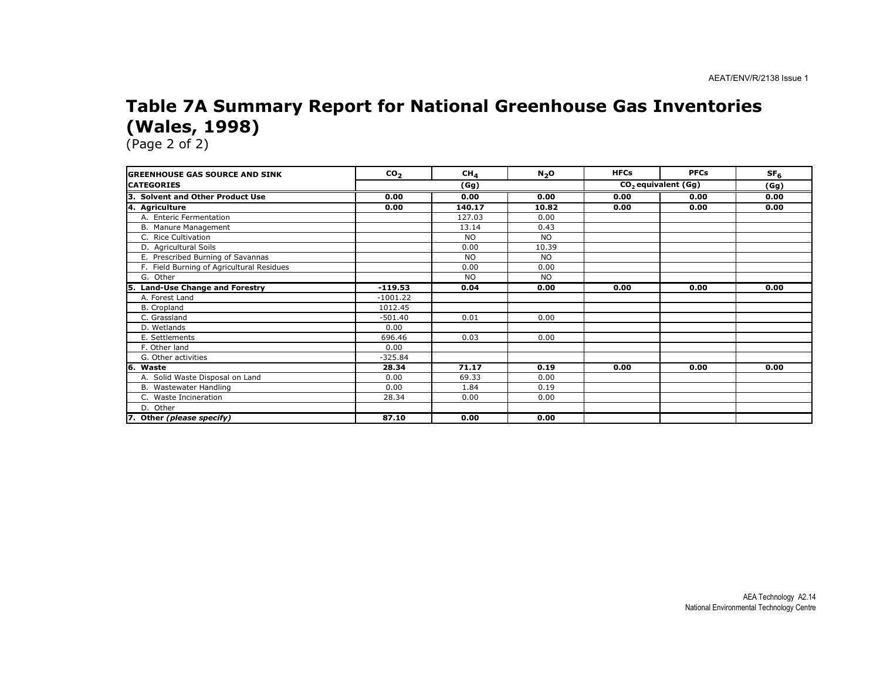# Table 7A Summary Report for National Greenhouse Gas Inventories (Wales, 1998)

(Page 2 of 2)

| GREENHOUSE GAS SOURCE AND SINK CATEGORIES | $CO_2$ | $CH_4$ | $N_2O$ | HFCs | PFCs | $SF_6$ |
|---|---|---|---|---|---|---|
| | (Gg) | | | $CO_2$ equivalent (Gg) | | (Gg) |
| **3. Solvent and Other Product Use** | **0.00** | **0.00** | **0.00** | **0.00** | **0.00** | **0.00** |
| **4. Agriculture** | **0.00** | **140.17** | **10.82** | **0.00** | **0.00** | **0.00** |
| A. Enteric Fermentation | | 127.03 | 0.00 | | | |
| B. Manure Management | | 13.14 | 0.43 | | | |
| C. Rice Cultivation | | NO | NO | | | |
| D. Agricultural Soils | | 0.00 | 10.39 | | | |
| E. Prescribed Burning of Savannas | | NO | NO | | | |
| F. Field Burning of Agricultural Residues | | 0.00 | 0.00 | | | |
| G. Other | | NO | NO | | | |
| **5. Land-Use Change and Forestry** | **-119.53** | **0.04** | **0.00** | **0.00** | **0.00** | **0.00** |
| A. Forest Land | -1001.22 | | | | | |
| B. Cropland | 1012.45 | | | | | |
| C. Grassland | -501.40 | 0.01 | 0.00 | | | |
| D. Wetlands | 0.00 | | | | | |
| E. Settlements | 696.46 | 0.03 | 0.00 | | | |
| F. Other land | 0.00 | | | | | |
| G. Other activities | -325.84 | | | | | |
| **6. Waste** | **28.34** | **71.17** | **0.19** | **0.00** | **0.00** | **0.00** |
| A. Solid Waste Disposal on Land | 0.00 | 69.33 | 0.00 | | | |
| B. Wastewater Handling | 0.00 | 1.84 | 0.19 | | | |
| C. Waste Incineration | 28.34 | 0.00 | 0.00 | | | |
| D. Other | | | | | | |
| **7. Other *(please specify)*** | **87.10** | **0.00** | **0.00** | | | |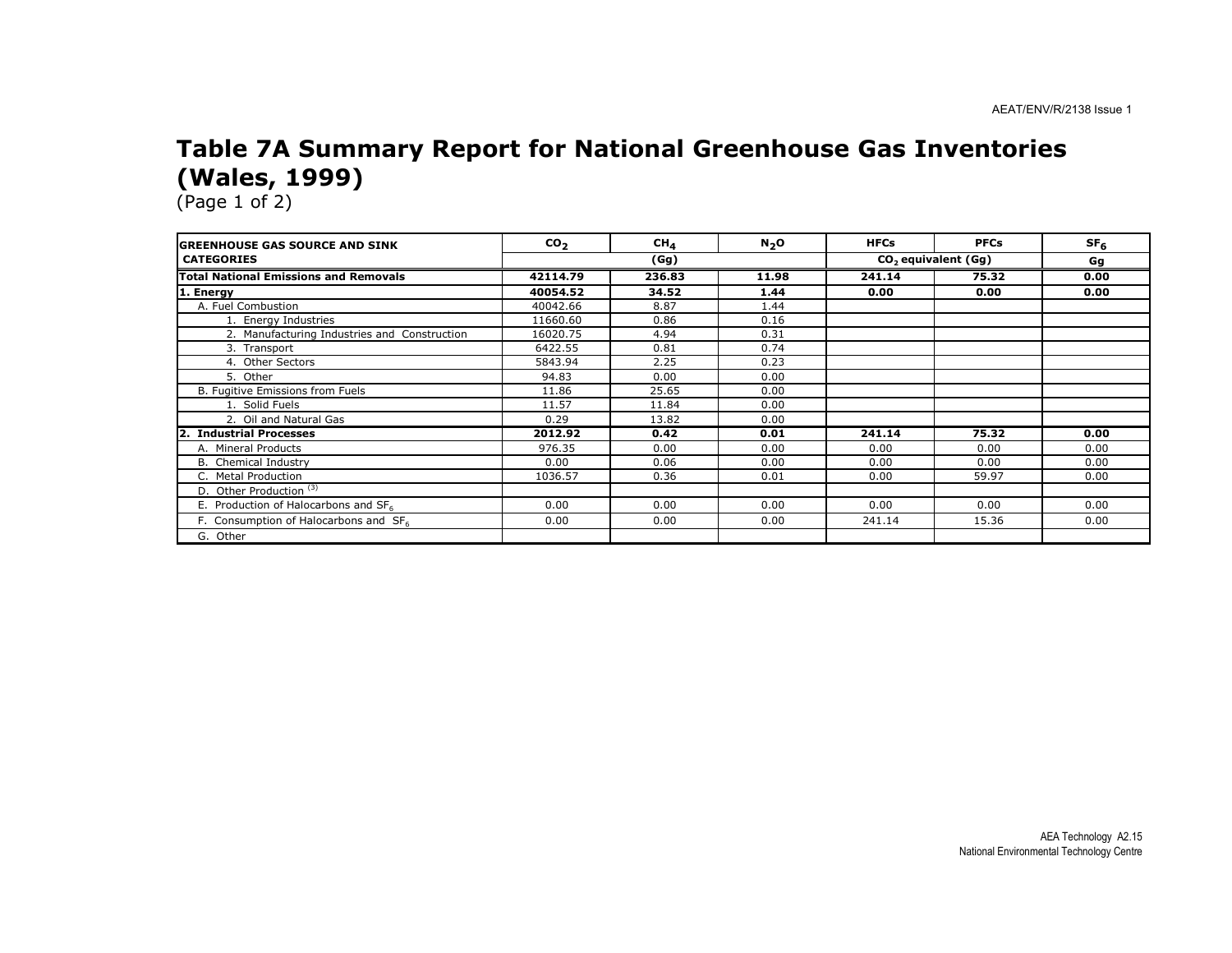# Table 7A Summary Report for National Greenhouse Gas Inventories (Wales, 1999)

(Page 1 of 2)

| GREENHOUSE GAS SOURCE AND SINK CATEGORIES | $CO_2$ | $CH_4$ | $N_2O$ | HFCs | PFCs | $SF_6$ |
|---|---|---|---|---|---|---|
| | (Gg) | | | $CO_2$ equivalent (Gg) | | Gg |
| **Total National Emissions and Removals** | **42114.79** | **236.83** | **11.98** | **241.14** | **75.32** | **0.00** |
| **1. Energy** | **40054.52** | **34.52** | **1.44** | **0.00** | **0.00** | **0.00** |
| A. Fuel Combustion | 40042.66 | 8.87 | 1.44 | | | |
| 1. Energy Industries | 11660.60 | 0.86 | 0.16 | | | |
| 2. Manufacturing Industries and Construction | 16020.75 | 4.94 | 0.31 | | | |
| 3. Transport | 6422.55 | 0.81 | 0.74 | | | |
| 4. Other Sectors | 5843.94 | 2.25 | 0.23 | | | |
| 5. Other | 94.83 | 0.00 | 0.00 | | | |
| B. Fugitive Emissions from Fuels | 11.86 | 25.65 | 0.00 | | | |
| 1. Solid Fuels | 11.57 | 11.84 | 0.00 | | | |
| 2. Oil and Natural Gas | 0.29 | 13.82 | 0.00 | | | |
| **2. Industrial Processes** | **2012.92** | **0.42** | **0.01** | **241.14** | **75.32** | **0.00** |
| A. Mineral Products | 976.35 | 0.00 | 0.00 | 0.00 | 0.00 | 0.00 |
| B. Chemical Industry | 0.00 | 0.06 | 0.00 | 0.00 | 0.00 | 0.00 |
| C. Metal Production | 1036.57 | 0.36 | 0.01 | 0.00 | 59.97 | 0.00 |
| D. Other Production [(3)] | | | | | | |
| E. Production of Halocarbons and $SF_6$ | 0.00 | 0.00 | 0.00 | 0.00 | 0.00 | 0.00 |
| F. Consumption of Halocarbons and $SF_6$ | 0.00 | 0.00 | 0.00 | 241.14 | 15.36 | 0.00 |
| G. Other | | | | | | |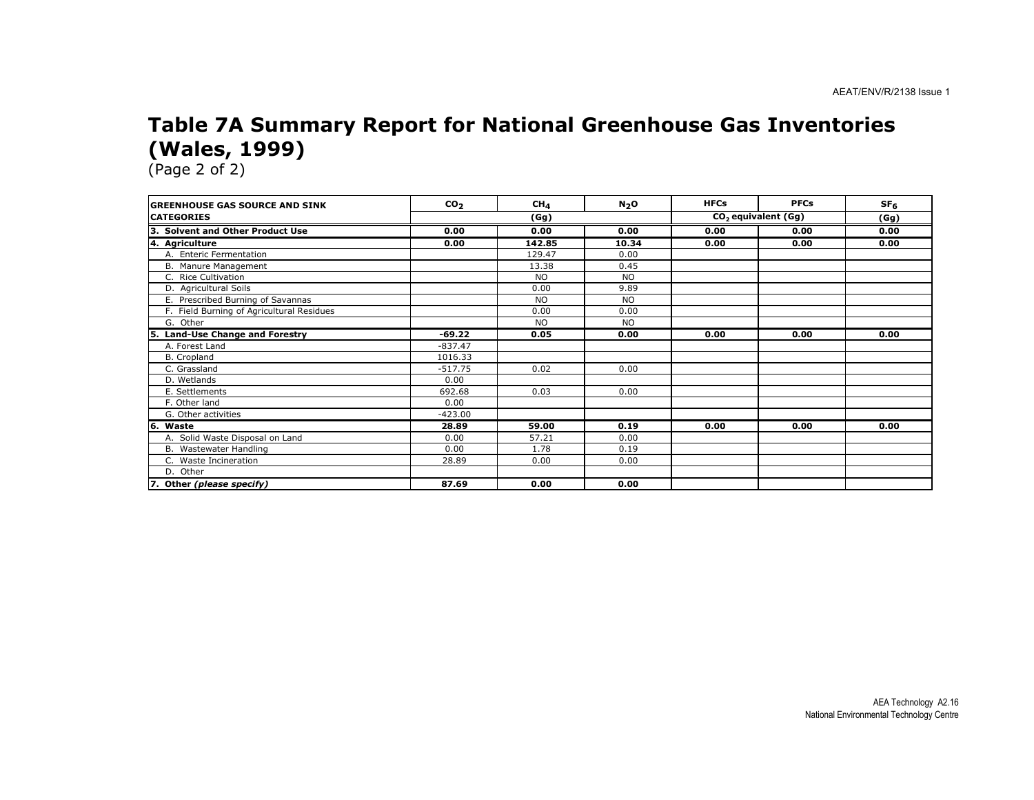# Table 7A Summary Report for National Greenhouse Gas Inventories (Wales, 1999)

(Page 2 of 2)

| GREENHOUSE GAS SOURCE AND SINK CATEGORIES | $CO_2$ | $CH_4$ | $N_2O$ | HFCs | PFCs | $SF_6$ |
|---|---|---|---|---|---|---|
| | (Gg) | | | $CO_2$ equivalent (Gg) | | (Gg) |
| **3. Solvent and Other Product Use** | **0.00** | **0.00** | **0.00** | **0.00** | **0.00** | **0.00** |
| **4. Agriculture** | **0.00** | **142.85** | **10.34** | **0.00** | **0.00** | **0.00** |
| A. Enteric Fermentation | | 129.47 | 0.00 | | | |
| B. Manure Management | | 13.38 | 0.45 | | | |
| C. Rice Cultivation | | NO | NO | | | |
| D. Agricultural Soils | | 0.00 | 9.89 | | | |
| E. Prescribed Burning of Savannas | | NO | NO | | | |
| F. Field Burning of Agricultural Residues | | 0.00 | 0.00 | | | |
| G. Other | | NO | NO | | | |
| **5. Land-Use Change and Forestry** | **-69.22** | **0.05** | **0.00** | **0.00** | **0.00** | **0.00** |
| A. Forest Land | -837.47 | | | | | |
| B. Cropland | 1016.33 | | | | | |
| C. Grassland | -517.75 | 0.02 | 0.00 | | | |
| D. Wetlands | 0.00 | | | | | |
| E. Settlements | 692.68 | 0.03 | 0.00 | | | |
| F. Other land | 0.00 | | | | | |
| G. Other activities | -423.00 | | | | | |
| **6. Waste** | **28.89** | **59.00** | **0.19** | **0.00** | **0.00** | **0.00** |
| A. Solid Waste Disposal on Land | 0.00 | 57.21 | 0.00 | | | |
| B. Wastewater Handling | 0.00 | 1.78 | 0.19 | | | |
| C. Waste Incineration | 28.89 | 0.00 | 0.00 | | | |
| D. Other | | | | | | |
| **7. Other *(please specify)*** | **87.69** | **0.00** | **0.00** | | | |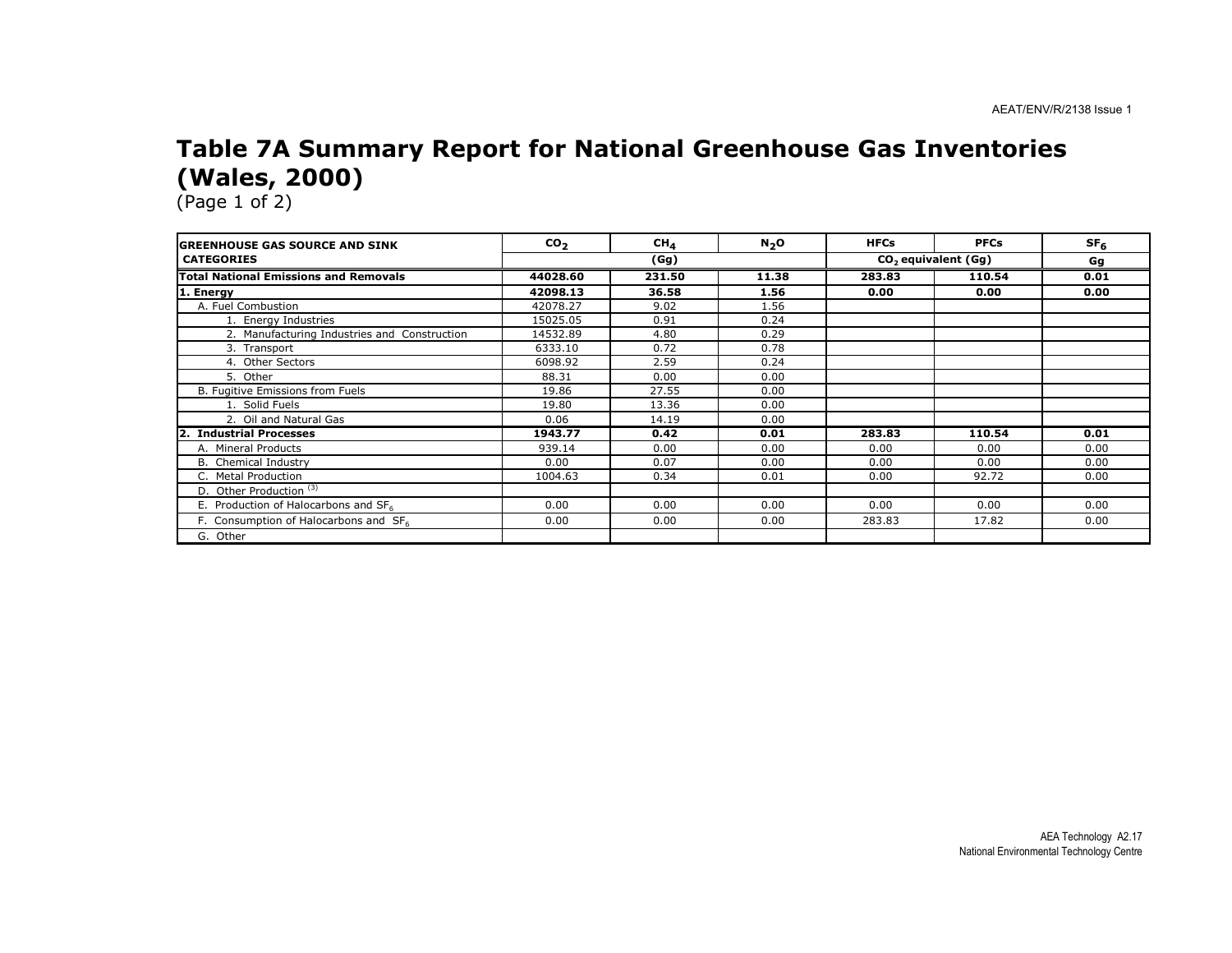# Table 7A Summary Report for National Greenhouse Gas Inventories (Wales, 2000)

(Page 1 of 2)

| GREENHOUSE GAS SOURCE AND SINK CATEGORIES | $CO_2$ | $CH_4$ | $N_2O$ | HFCs | PFCs | $SF_6$ |
|---|---|---|---|---|---|---|
| | (Gg) | | | $CO_2$ equivalent (Gg) | | Gg |
| **Total National Emissions and Removals** | **44028.60** | **231.50** | **11.38** | **283.83** | **110.54** | **0.01** |
| **1. Energy** | **42098.13** | **36.58** | **1.56** | **0.00** | **0.00** | **0.00** |
| A. Fuel Combustion | 42078.27 | 9.02 | 1.56 | | | |
| 1. Energy Industries | 15025.05 | 0.91 | 0.24 | | | |
| 2. Manufacturing Industries and Construction | 14532.89 | 4.80 | 0.29 | | | |
| 3. Transport | 6333.10 | 0.72 | 0.78 | | | |
| 4. Other Sectors | 6098.92 | 2.59 | 0.24 | | | |
| 5. Other | 88.31 | 0.00 | 0.00 | | | |
| B. Fugitive Emissions from Fuels | 19.86 | 27.55 | 0.00 | | | |
| 1. Solid Fuels | 19.80 | 13.36 | 0.00 | | | |
| 2. Oil and Natural Gas | 0.06 | 14.19 | 0.00 | | | |
| **2. Industrial Processes** | **1943.77** | **0.42** | **0.01** | **283.83** | **110.54** | **0.01** |
| A. Mineral Products | 939.14 | 0.00 | 0.00 | 0.00 | 0.00 | 0.00 |
| B. Chemical Industry | 0.00 | 0.07 | 0.00 | 0.00 | 0.00 | 0.00 |
| C. Metal Production | 1004.63 | 0.34 | 0.01 | 0.00 | 92.72 | 0.00 |
| D. Other Production [(3)] | | | | | | |
| E. Production of Halocarbons and $SF_6$ | 0.00 | 0.00 | 0.00 | 0.00 | 0.00 | 0.00 |
| F. Consumption of Halocarbons and $SF_6$ | 0.00 | 0.00 | 0.00 | 283.83 | 17.82 | 0.00 |
| G. Other | | | | | | |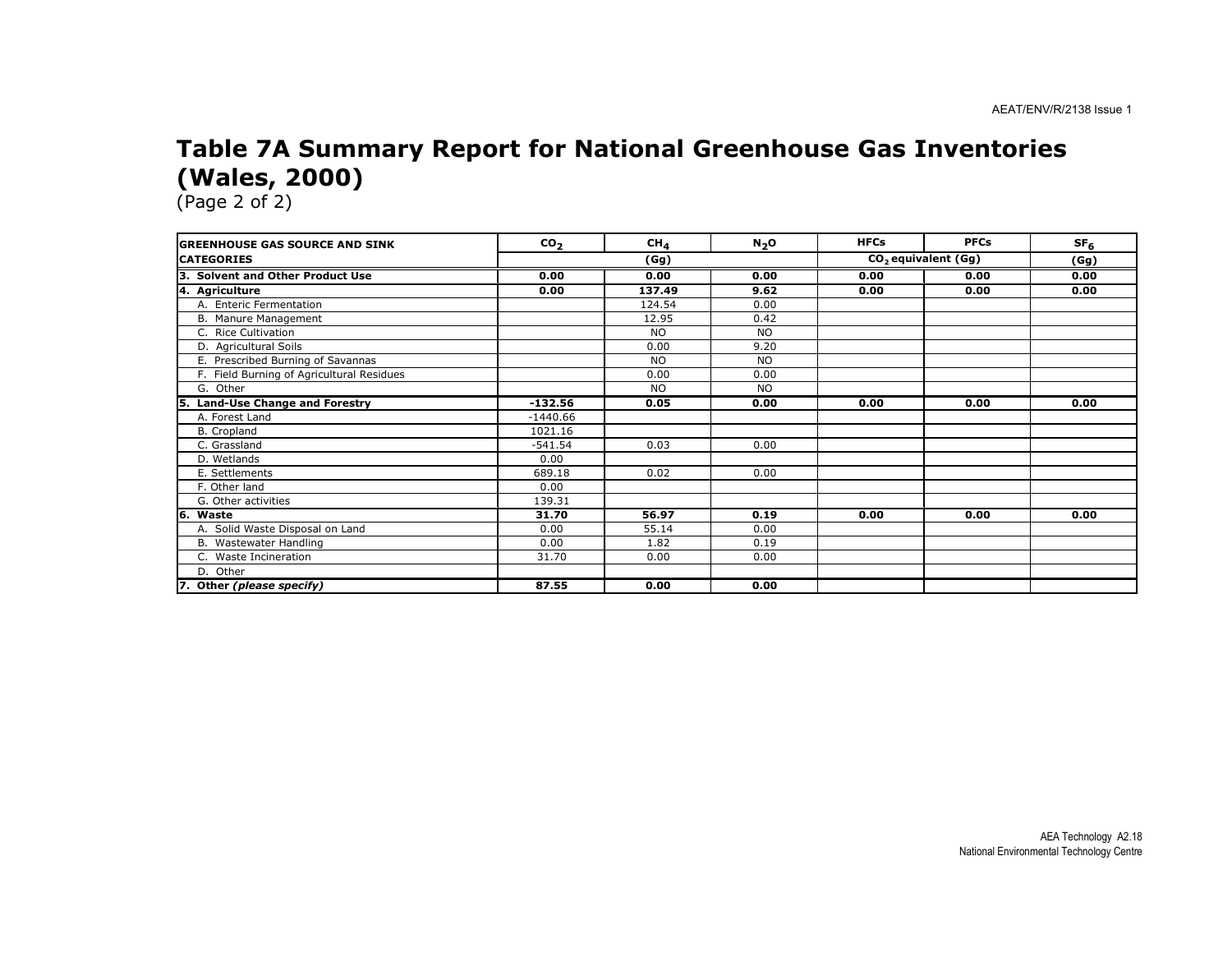# Table 7A Summary Report for National Greenhouse Gas Inventories (Wales, 2000)

(Page 2 of 2)

| GREENHOUSE GAS SOURCE AND SINK CATEGORIES | $CO_2$ | $CH_4$ | $N_2O$ | HFCs | PFCs | $SF_6$ |
|---|---|---|---|---|---|---|
| | (Gg) | | | $CO_2$ equivalent (Gg) | | (Gg) |
| **3. Solvent and Other Product Use** | **0.00** | **0.00** | **0.00** | **0.00** | **0.00** | **0.00** |
| **4. Agriculture** | **0.00** | **137.49** | **9.62** | **0.00** | **0.00** | **0.00** |
| A. Enteric Fermentation | | 124.54 | 0.00 | | | |
| B. Manure Management | | 12.95 | 0.42 | | | |
| C. Rice Cultivation | | NO | NO | | | |
| D. Agricultural Soils | | 0.00 | 9.20 | | | |
| E. Prescribed Burning of Savannas | | NO | NO | | | |
| F. Field Burning of Agricultural Residues | | 0.00 | 0.00 | | | |
| G. Other | | NO | NO | | | |
| **5. Land-Use Change and Forestry** | **-132.56** | **0.05** | **0.00** | **0.00** | **0.00** | **0.00** |
| A. Forest Land | -1440.66 | | | | | |
| B. Cropland | 1021.16 | | | | | |
| C. Grassland | -541.54 | 0.03 | 0.00 | | | |
| D. Wetlands | 0.00 | | | | | |
| E. Settlements | 689.18 | 0.02 | 0.00 | | | |
| F. Other land | 0.00 | | | | | |
| G. Other activities | 139.31 | | | | | |
| **6. Waste** | **31.70** | **56.97** | **0.19** | **0.00** | **0.00** | **0.00** |
| A. Solid Waste Disposal on Land | 0.00 | 55.14 | 0.00 | | | |
| B. Wastewater Handling | 0.00 | 1.82 | 0.19 | | | |
| C. Waste Incineration | 31.70 | 0.00 | 0.00 | | | |
| D. Other | | | | | | |
| **7. Other *(please specify)*** | **87.55** | **0.00** | **0.00** | | | |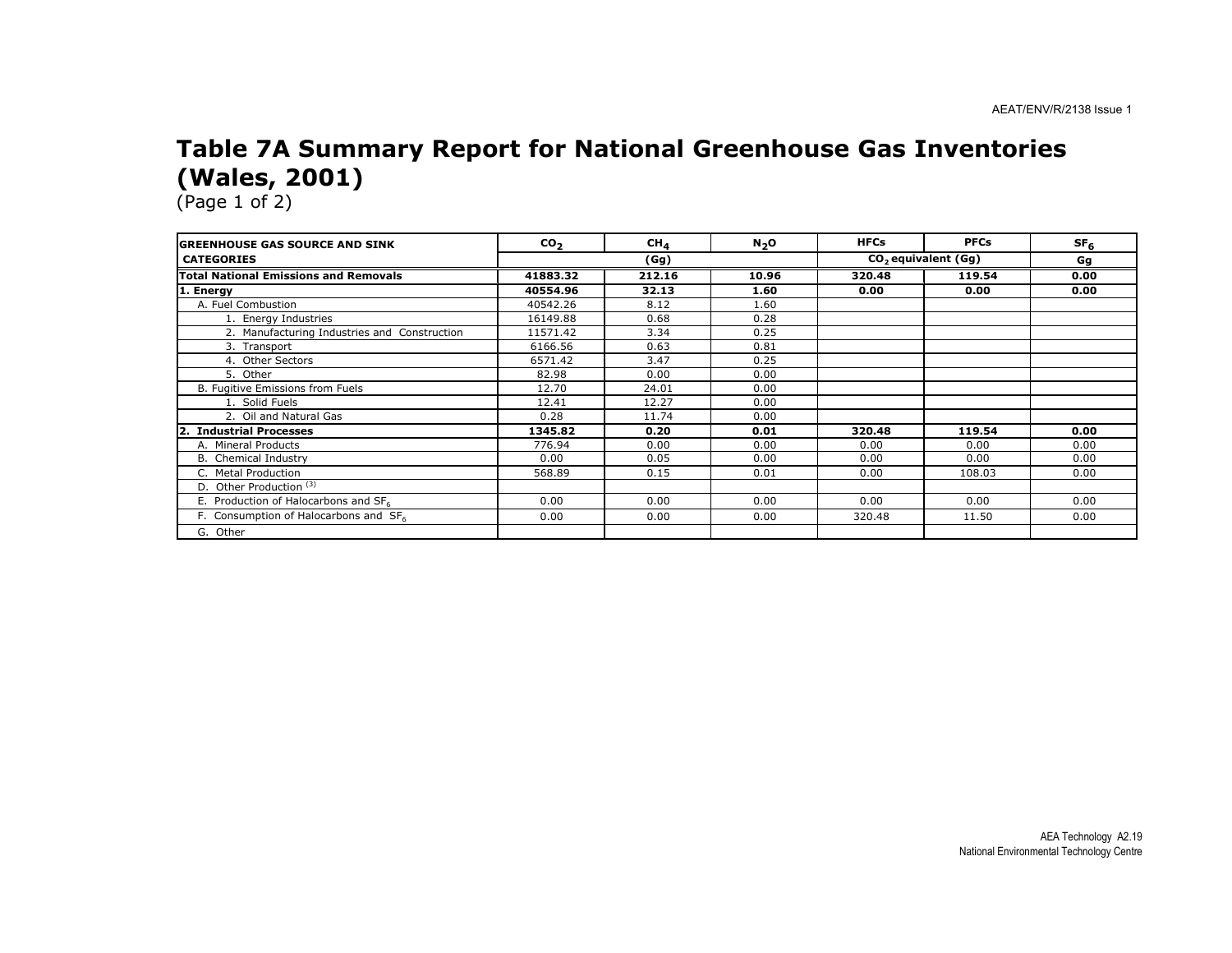# Table 7A Summary Report for National Greenhouse Gas Inventories (Wales, 2001)

(Page 1 of 2)

| GREENHOUSE GAS SOURCE AND SINK | $CO_2$ | $CH_4$ | $N_2O$ | HFCs | PFCs | $SF_6$ |
|---|---|---|---|---|---|---|
| CATEGORIES | (Gg) | | | $CO_2$ equivalent (Gg) | | Gg |
| **Total National Emissions and Removals** | **41883.32** | **212.16** | **10.96** | **320.48** | **119.54** | **0.00** |
| **1. Energy** | **40554.96** | **32.13** | **1.60** | **0.00** | **0.00** | **0.00** |
| A. Fuel Combustion | 40542.26 | 8.12 | 1.60 | | | |
| 1. Energy Industries | 16149.88 | 0.68 | 0.28 | | | |
| 2. Manufacturing Industries and Construction | 11571.42 | 3.34 | 0.25 | | | |
| 3. Transport | 6166.56 | 0.63 | 0.81 | | | |
| 4. Other Sectors | 6571.42 | 3.47 | 0.25 | | | |
| 5. Other | 82.98 | 0.00 | 0.00 | | | |
| B. Fugitive Emissions from Fuels | 12.70 | 24.01 | 0.00 | | | |
| 1. Solid Fuels | 12.41 | 12.27 | 0.00 | | | |
| 2. Oil and Natural Gas | 0.28 | 11.74 | 0.00 | | | |
| **2. Industrial Processes** | **1345.82** | **0.20** | **0.01** | **320.48** | **119.54** | **0.00** |
| A. Mineral Products | 776.94 | 0.00 | 0.00 | 0.00 | 0.00 | 0.00 |
| B. Chemical Industry | 0.00 | 0.05 | 0.00 | 0.00 | 0.00 | 0.00 |
| C. Metal Production | 568.89 | 0.15 | 0.01 | 0.00 | 108.03 | 0.00 |
| D. Other Production [(3)] | | | | | | |
| E. Production of Halocarbons and $SF_6$ | 0.00 | 0.00 | 0.00 | 0.00 | 0.00 | 0.00 |
| F. Consumption of Halocarbons and $SF_6$ | 0.00 | 0.00 | 0.00 | 320.48 | 11.50 | 0.00 |
| G. Other | | | | | | |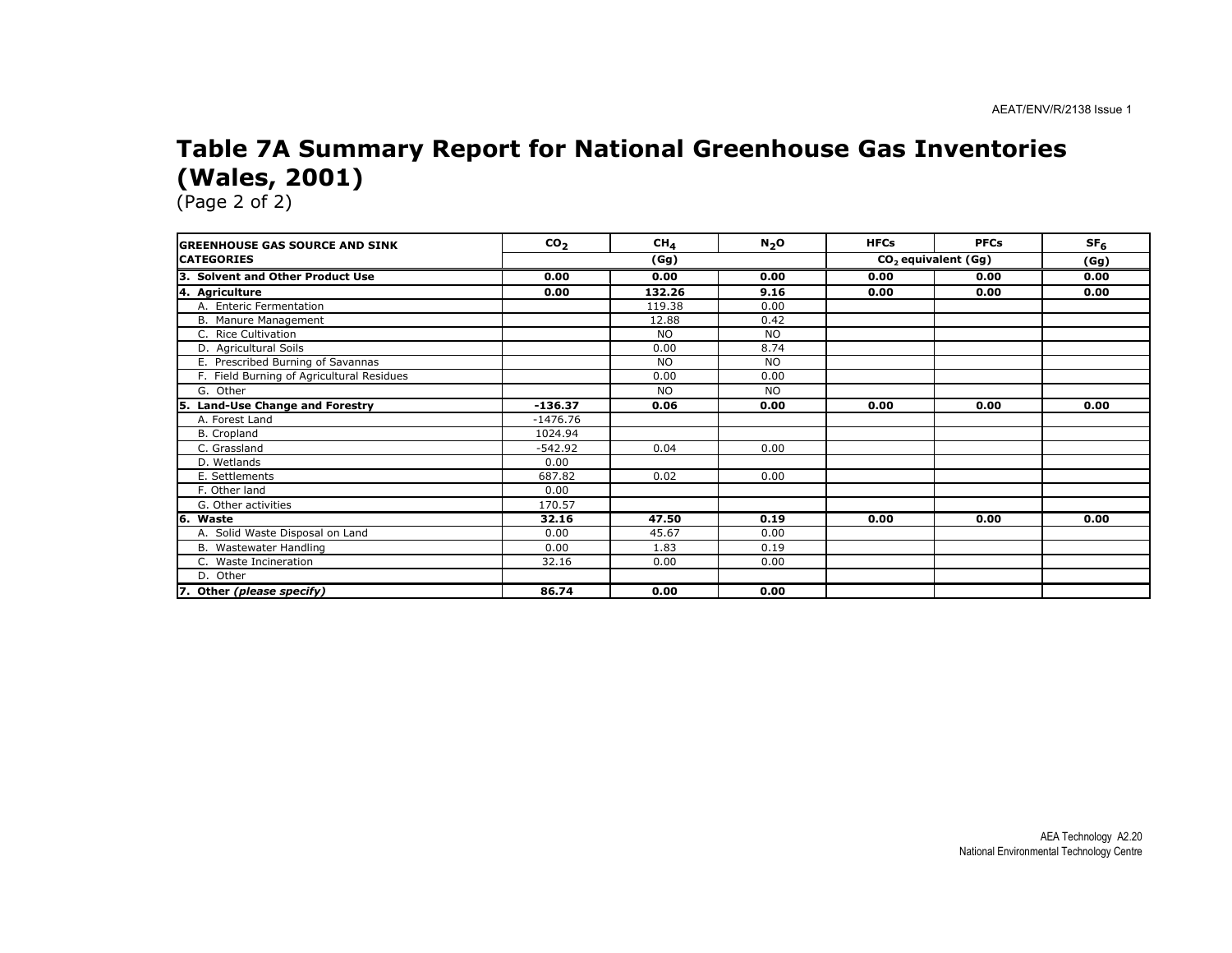# Table 7A Summary Report for National Greenhouse Gas Inventories (Wales, 2001)

(Page 2 of 2)

| GREENHOUSE GAS SOURCE AND SINK CATEGORIES | $CO_2$ | $CH_4$ | $N_2O$ | HFCs | PFCs | $SF_6$ |
|---|---|---|---|---|---|---|
| | (Gg) | | | $CO_2$ equivalent (Gg) | | (Gg) |
| **3. Solvent and Other Product Use** | **0.00** | **0.00** | **0.00** | **0.00** | **0.00** | **0.00** |
| **4. Agriculture** | **0.00** | **132.26** | **9.16** | **0.00** | **0.00** | **0.00** |
| A. Enteric Fermentation | | 119.38 | 0.00 | | | |
| B. Manure Management | | 12.88 | 0.42 | | | |
| C. Rice Cultivation | | NO | NO | | | |
| D. Agricultural Soils | | 0.00 | 8.74 | | | |
| E. Prescribed Burning of Savannas | | NO | NO | | | |
| F. Field Burning of Agricultural Residues | | 0.00 | 0.00 | | | |
| G. Other | | NO | NO | | | |
| **5. Land-Use Change and Forestry** | **-136.37** | **0.06** | **0.00** | **0.00** | **0.00** | **0.00** |
| A. Forest Land | -1476.76 | | | | | |
| B. Cropland | 1024.94 | | | | | |
| C. Grassland | -542.92 | 0.04 | 0.00 | | | |
| D. Wetlands | 0.00 | | | | | |
| E. Settlements | 687.82 | 0.02 | 0.00 | | | |
| F. Other land | 0.00 | | | | | |
| G. Other activities | 170.57 | | | | | |
| **6. Waste** | **32.16** | **47.50** | **0.19** | **0.00** | **0.00** | **0.00** |
| A. Solid Waste Disposal on Land | 0.00 | 45.67 | 0.00 | | | |
| B. Wastewater Handling | 0.00 | 1.83 | 0.19 | | | |
| C. Waste Incineration | 32.16 | 0.00 | 0.00 | | | |
| D. Other | | | | | | |
| **7. Other *(please specify)*** | **86.74** | **0.00** | **0.00** | | | |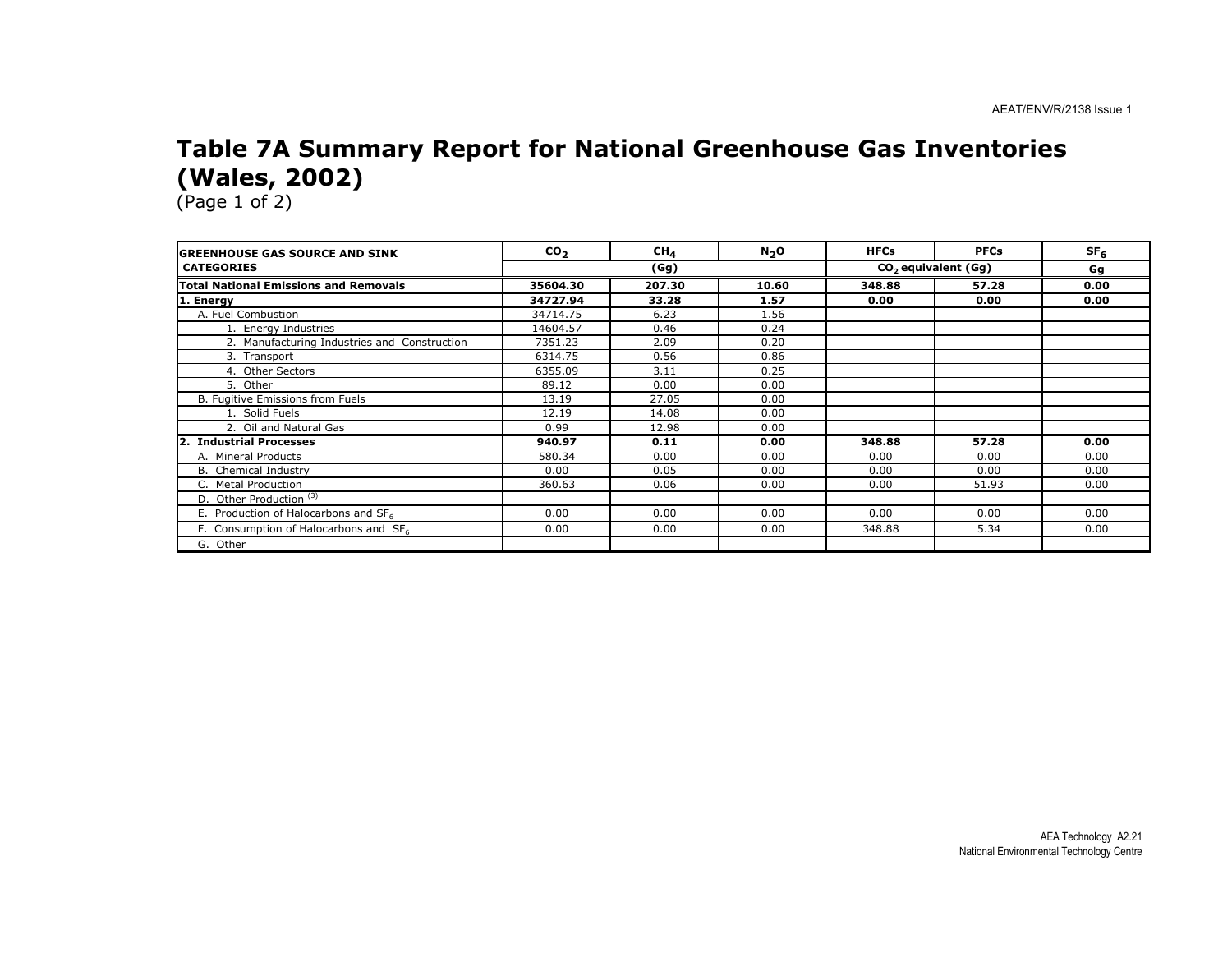# Table 7A Summary Report for National Greenhouse Gas Inventories (Wales, 2002)

(Page 1 of 2)

| GREENHOUSE GAS SOURCE AND SINK CATEGORIES | $CO_2$ | $CH_4$ | $N_2O$ | HFCs | PFCs | $SF_6$ |
|---|---|---|---|---|---|---|
| | (Gg) | | | $CO_2$ equivalent (Gg) | | Gg |
| **Total National Emissions and Removals** | **35604.30** | **207.30** | **10.60** | **348.88** | **57.28** | **0.00** |
| **1. Energy** | **34727.94** | **33.28** | **1.57** | **0.00** | **0.00** | **0.00** |
| A. Fuel Combustion | 34714.75 | 6.23 | 1.56 | | | |
| 1. Energy Industries | 14604.57 | 0.46 | 0.24 | | | |
| 2. Manufacturing Industries and Construction | 7351.23 | 2.09 | 0.20 | | | |
| 3. Transport | 6314.75 | 0.56 | 0.86 | | | |
| 4. Other Sectors | 6355.09 | 3.11 | 0.25 | | | |
| 5. Other | 89.12 | 0.00 | 0.00 | | | |
| B. Fugitive Emissions from Fuels | 13.19 | 27.05 | 0.00 | | | |
| 1. Solid Fuels | 12.19 | 14.08 | 0.00 | | | |
| 2. Oil and Natural Gas | 0.99 | 12.98 | 0.00 | | | |
| **2. Industrial Processes** | **940.97** | **0.11** | **0.00** | **348.88** | **57.28** | **0.00** |
| A. Mineral Products | 580.34 | 0.00 | 0.00 | 0.00 | 0.00 | 0.00 |
| B. Chemical Industry | 0.00 | 0.05 | 0.00 | 0.00 | 0.00 | 0.00 |
| C. Metal Production | 360.63 | 0.06 | 0.00 | 0.00 | 51.93 | 0.00 |
| D. Other Production [(3)] | | | | | | |
| E. Production of Halocarbons and $SF_6$ | 0.00 | 0.00 | 0.00 | 0.00 | 0.00 | 0.00 |
| F. Consumption of Halocarbons and $SF_6$ | 0.00 | 0.00 | 0.00 | 348.88 | 5.34 | 0.00 |
| G. Other | | | | | | |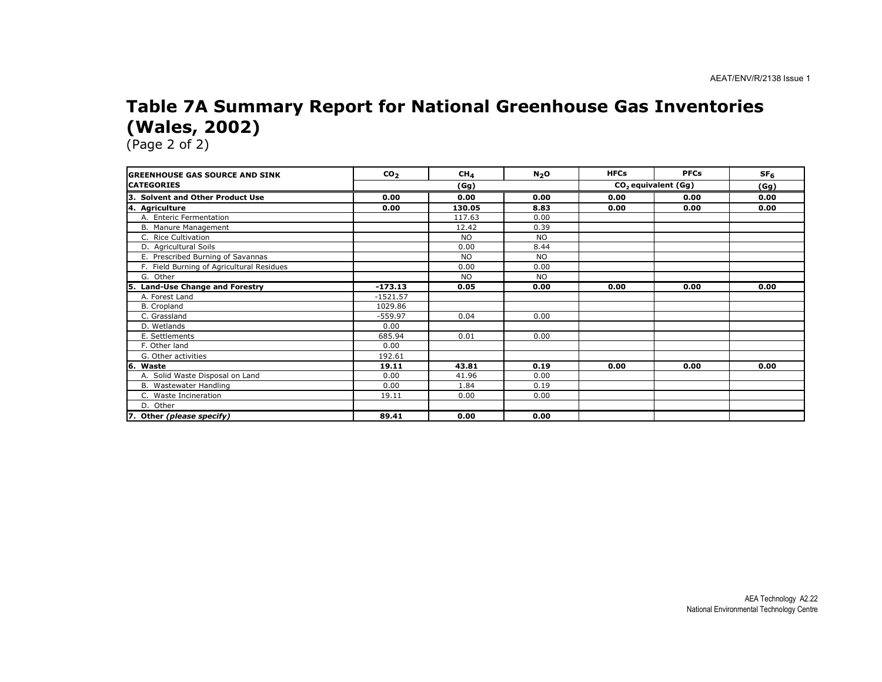# Table 7A Summary Report for National Greenhouse Gas Inventories (Wales, 2002)

(Page 2 of 2)

| GREENHOUSE GAS SOURCE AND SINK | $CO_2$ | $CH_4$ | $N_2O$ | HFCs | PFCs | $SF_6$ |
|---|---|---|---|---|---|---|
| CATEGORIES | (Gg) | | | $CO_2$ equivalent (Gg) | | (Gg) |
| **3. Solvent and Other Product Use** | **0.00** | **0.00** | **0.00** | **0.00** | **0.00** | **0.00** |
| **4. Agriculture** | **0.00** | **130.05** | **8.83** | **0.00** | **0.00** | **0.00** |
| A. Enteric Fermentation | | 117.63 | 0.00 | | | |
| B. Manure Management | | 12.42 | 0.39 | | | |
| C. Rice Cultivation | | NO | NO | | | |
| D. Agricultural Soils | | 0.00 | 8.44 | | | |
| E. Prescribed Burning of Savannas | | NO | NO | | | |
| F. Field Burning of Agricultural Residues | | 0.00 | 0.00 | | | |
| G. Other | | NO | NO | | | |
| **5. Land-Use Change and Forestry** | **-173.13** | **0.05** | **0.00** | **0.00** | **0.00** | **0.00** |
| A. Forest Land | -1521.57 | | | | | |
| B. Cropland | 1029.86 | | | | | |
| C. Grassland | -559.97 | 0.04 | 0.00 | | | |
| D. Wetlands | 0.00 | | | | | |
| E. Settlements | 685.94 | 0.01 | 0.00 | | | |
| F. Other land | 0.00 | | | | | |
| G. Other activities | 192.61 | | | | | |
| **6. Waste** | **19.11** | **43.81** | **0.19** | **0.00** | **0.00** | **0.00** |
| A. Solid Waste Disposal on Land | 0.00 | 41.96 | 0.00 | | | |
| B. Wastewater Handling | 0.00 | 1.84 | 0.19 | | | |
| C. Waste Incineration | 19.11 | 0.00 | 0.00 | | | |
| D. Other | | | | | | |
| **7. Other *(please specify)*** | **89.41** | **0.00** | **0.00** | | | |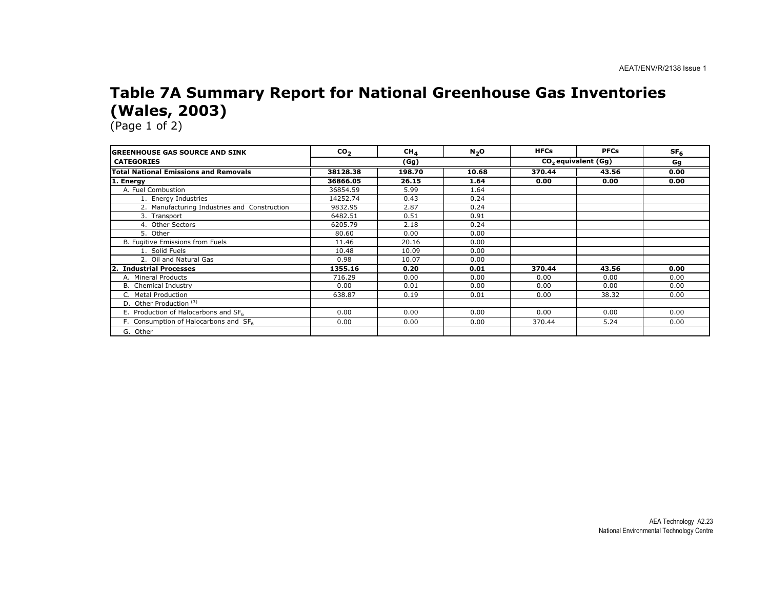# Table 7A Summary Report for National Greenhouse Gas Inventories (Wales, 2003)

(Page 1 of 2)

| GREENHOUSE GAS SOURCE AND SINK CATEGORIES | $CO_2$ | $CH_4$ | $N_2O$ | HFCs | PFCs | $SF_6$ |
|---|---|---|---|---|---|---|
| | (Gg) | | | $CO_2$ equivalent (Gg) | | Gg |
| **Total National Emissions and Removals** | **38128.38** | **198.70** | **10.68** | **370.44** | **43.56** | **0.00** |
| **1. Energy** | **36866.05** | **26.15** | **1.64** | **0.00** | **0.00** | **0.00** |
| A. Fuel Combustion | 36854.59 | 5.99 | 1.64 | | | |
| 1. Energy Industries | 14252.74 | 0.43 | 0.24 | | | |
| 2. Manufacturing Industries and Construction | 9832.95 | 2.87 | 0.24 | | | |
| 3. Transport | 6482.51 | 0.51 | 0.91 | | | |
| 4. Other Sectors | 6205.79 | 2.18 | 0.24 | | | |
| 5. Other | 80.60 | 0.00 | 0.00 | | | |
| B. Fugitive Emissions from Fuels | 11.46 | 20.16 | 0.00 | | | |
| 1. Solid Fuels | 10.48 | 10.09 | 0.00 | | | |
| 2. Oil and Natural Gas | 0.98 | 10.07 | 0.00 | | | |
| **2. Industrial Processes** | **1355.16** | **0.20** | **0.01** | **370.44** | **43.56** | **0.00** |
| A. Mineral Products | 716.29 | 0.00 | 0.00 | 0.00 | 0.00 | 0.00 |
| B. Chemical Industry | 0.00 | 0.01 | 0.00 | 0.00 | 0.00 | 0.00 |
| C. Metal Production | 638.87 | 0.19 | 0.01 | 0.00 | 38.32 | 0.00 |
| D. Other Production [(3)] | | | | | | |
| E. Production of Halocarbons and $SF_6$ | 0.00 | 0.00 | 0.00 | 0.00 | 0.00 | 0.00 |
| F. Consumption of Halocarbons and $SF_6$ | 0.00 | 0.00 | 0.00 | 370.44 | 5.24 | 0.00 |
| G. Other | | | | | | |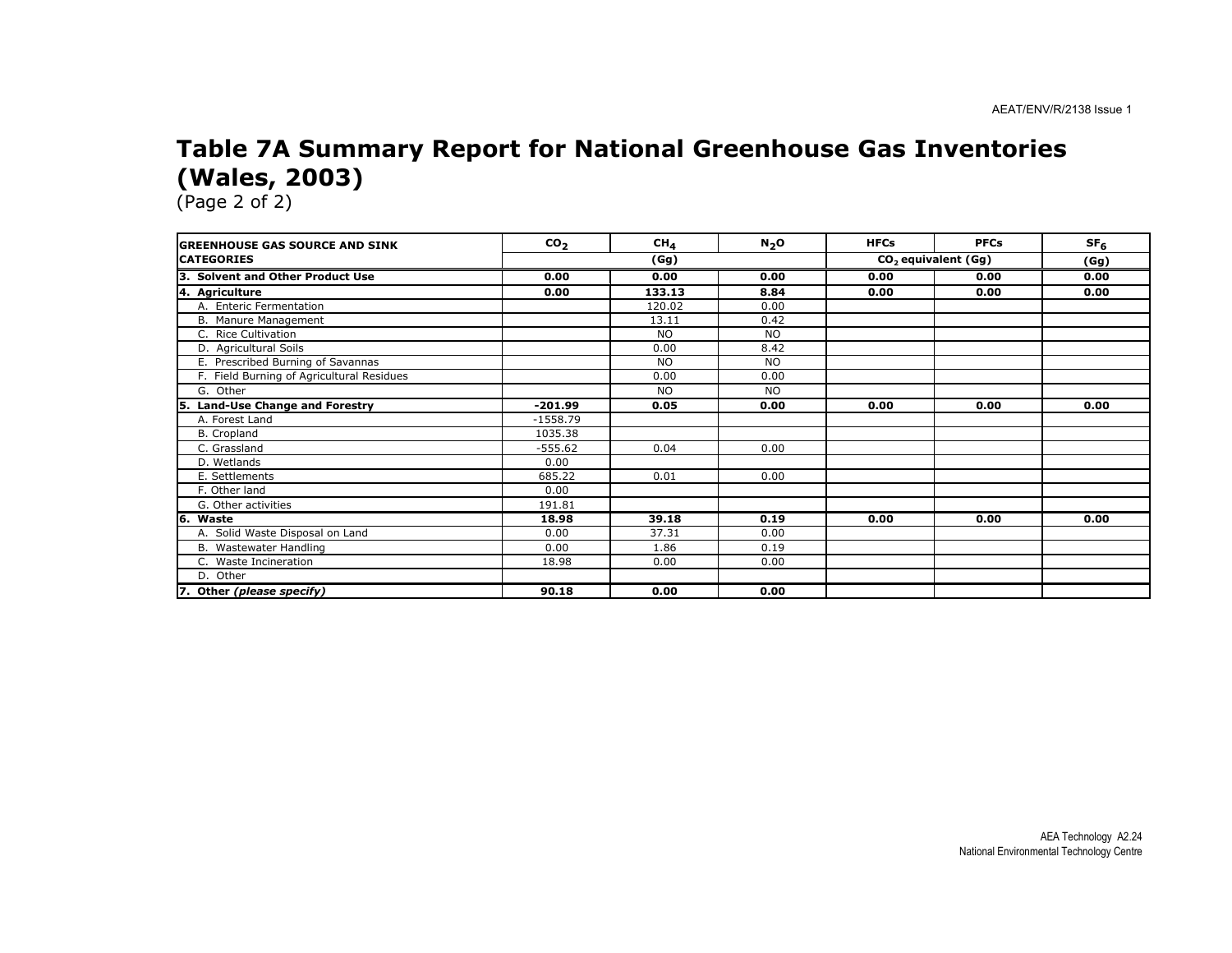# Table 7A Summary Report for National Greenhouse Gas Inventories (Wales, 2003)

(Page 2 of 2)

| GREENHOUSE GAS SOURCE AND SINK CATEGORIES | $CO_2$ | $CH_4$ | $N_2O$ | HFCs | PFCs | $SF_6$ |
|---|---|---|---|---|---|---|
| | (Gg) | | | $CO_2$ equivalent (Gg) | | (Gg) |
| **3. Solvent and Other Product Use** | **0.00** | **0.00** | **0.00** | **0.00** | **0.00** | **0.00** |
| **4. Agriculture** | **0.00** | **133.13** | **8.84** | **0.00** | **0.00** | **0.00** |
| A. Enteric Fermentation | | 120.02 | 0.00 | | | |
| B. Manure Management | | 13.11 | 0.42 | | | |
| C. Rice Cultivation | | NO | NO | | | |
| D. Agricultural Soils | | 0.00 | 8.42 | | | |
| E. Prescribed Burning of Savannas | | NO | NO | | | |
| F. Field Burning of Agricultural Residues | | 0.00 | 0.00 | | | |
| G. Other | | NO | NO | | | |
| **5. Land-Use Change and Forestry** | **-201.99** | **0.05** | **0.00** | **0.00** | **0.00** | **0.00** |
| A. Forest Land | -1558.79 | | | | | |
| B. Cropland | 1035.38 | | | | | |
| C. Grassland | -555.62 | 0.04 | 0.00 | | | |
| D. Wetlands | 0.00 | | | | | |
| E. Settlements | 685.22 | 0.01 | 0.00 | | | |
| F. Other land | 0.00 | | | | | |
| G. Other activities | 191.81 | | | | | |
| **6. Waste** | **18.98** | **39.18** | **0.19** | **0.00** | **0.00** | **0.00** |
| A. Solid Waste Disposal on Land | 0.00 | 37.31 | 0.00 | | | |
| B. Wastewater Handling | 0.00 | 1.86 | 0.19 | | | |
| C. Waste Incineration | 18.98 | 0.00 | 0.00 | | | |
| D. Other | | | | | | |
| **7. Other *(please specify)*** | **90.18** | **0.00** | **0.00** | | | |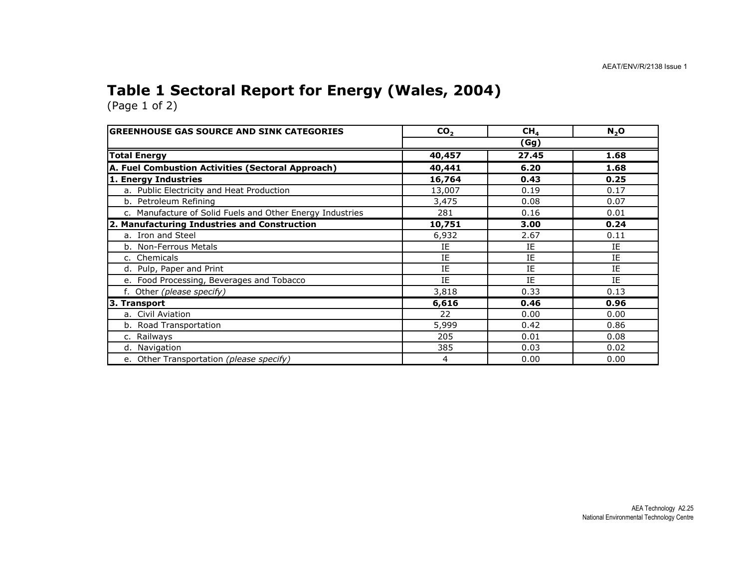## Table 1 Sectoral Report for Energy (Wales, 2004)

(Page 1 of 2)

| GREENHOUSE GAS SOURCE AND SINK CATEGORIES | $CO_2$ | $CH_4$ | $N_2O$ |
|---|---|---|---|
| | (Gg) | | |
| **Total Energy** | **40,457** | **27.45** | **1.68** |
| **A. Fuel Combustion Activities (Sectoral Approach)** | **40,441** | **6.20** | **1.68** |
| **1. Energy Industries** | **16,764** | **0.43** | **0.25** |
| a. Public Electricity and Heat Production | 13,007 | 0.19 | 0.17 |
| b. Petroleum Refining | 3,475 | 0.08 | 0.07 |
| c. Manufacture of Solid Fuels and Other Energy Industries | 281 | 0.16 | 0.01 |
| **2. Manufacturing Industries and Construction** | **10,751** | **3.00** | **0.24** |
| a. Iron and Steel | 6,932 | 2.67 | 0.11 |
| b. Non-Ferrous Metals | IE | IE | IE |
| c. Chemicals | IE | IE | IE |
| d. Pulp, Paper and Print | IE | IE | IE |
| e. Food Processing, Beverages and Tobacco | IE | IE | IE |
| f. Other *(please specify)* | 3,818 | 0.33 | 0.13 |
| **3. Transport** | **6,616** | **0.46** | **0.96** |
| a. Civil Aviation | 22 | 0.00 | 0.00 |
| b. Road Transportation | 5,999 | 0.42 | 0.86 |
| c. Railways | 205 | 0.01 | 0.08 |
| d. Navigation | 385 | 0.03 | 0.02 |
| e. Other Transportation *(please specify)* | 4 | 0.00 | 0.00 |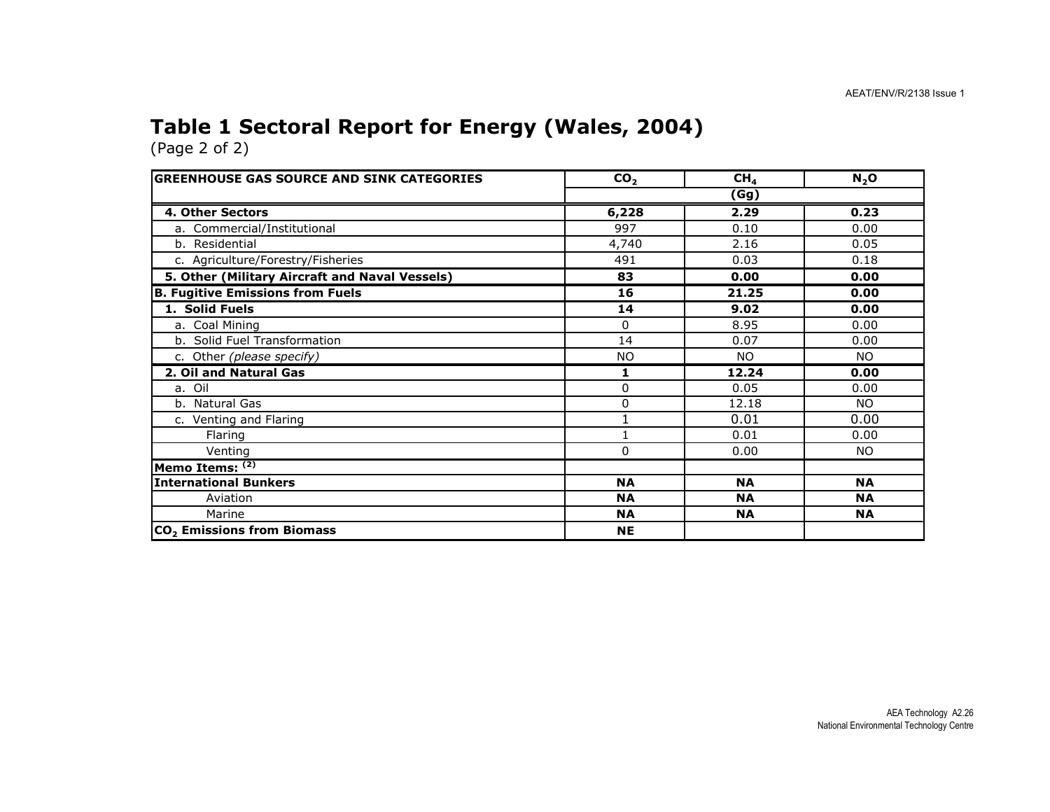# Table 1 Sectoral Report for Energy (Wales, 2004)

(Page 2 of 2)

| GREENHOUSE GAS SOURCE AND SINK CATEGORIES | $CO_2$ | $CH_4$ | $N_2O$ |
|---|---|---|---|
| | | (Gg) | |
| **4. Other Sectors** | **6,228** | **2.29** | **0.23** |
| a. Commercial/Institutional | 997 | 0.10 | 0.00 |
| b. Residential | 4,740 | 2.16 | 0.05 |
| c. Agriculture/Forestry/Fisheries | 491 | 0.03 | 0.18 |
| **5. Other (Military Aircraft and Naval Vessels)** | **83** | **0.00** | **0.00** |
| **B. Fugitive Emissions from Fuels** | **16** | **21.25** | **0.00** |
| **1. Solid Fuels** | **14** | **9.02** | **0.00** |
| a. Coal Mining | 0 | 8.95 | 0.00 |
| b. Solid Fuel Transformation | 14 | 0.07 | 0.00 |
| c. Other *(please specify)* | NO | NO | NO |
| **2. Oil and Natural Gas** | **1** | **12.24** | **0.00** |
| a. Oil | 0 | 0.05 | 0.00 |
| b. Natural Gas | 0 | 12.18 | NO |
| c. Venting and Flaring | 1 | 0.01 | 0.00 |
| Flaring | 1 | 0.01 | 0.00 |
| Venting | 0 | 0.00 | NO |
| **Memo Items: (2)** | | | |
| **International Bunkers** | **NA** | **NA** | **NA** |
| Aviation | **NA** | **NA** | **NA** |
| Marine | **NA** | **NA** | **NA** |
| **$CO_2$ Emissions from Biomass** | **NE** | | |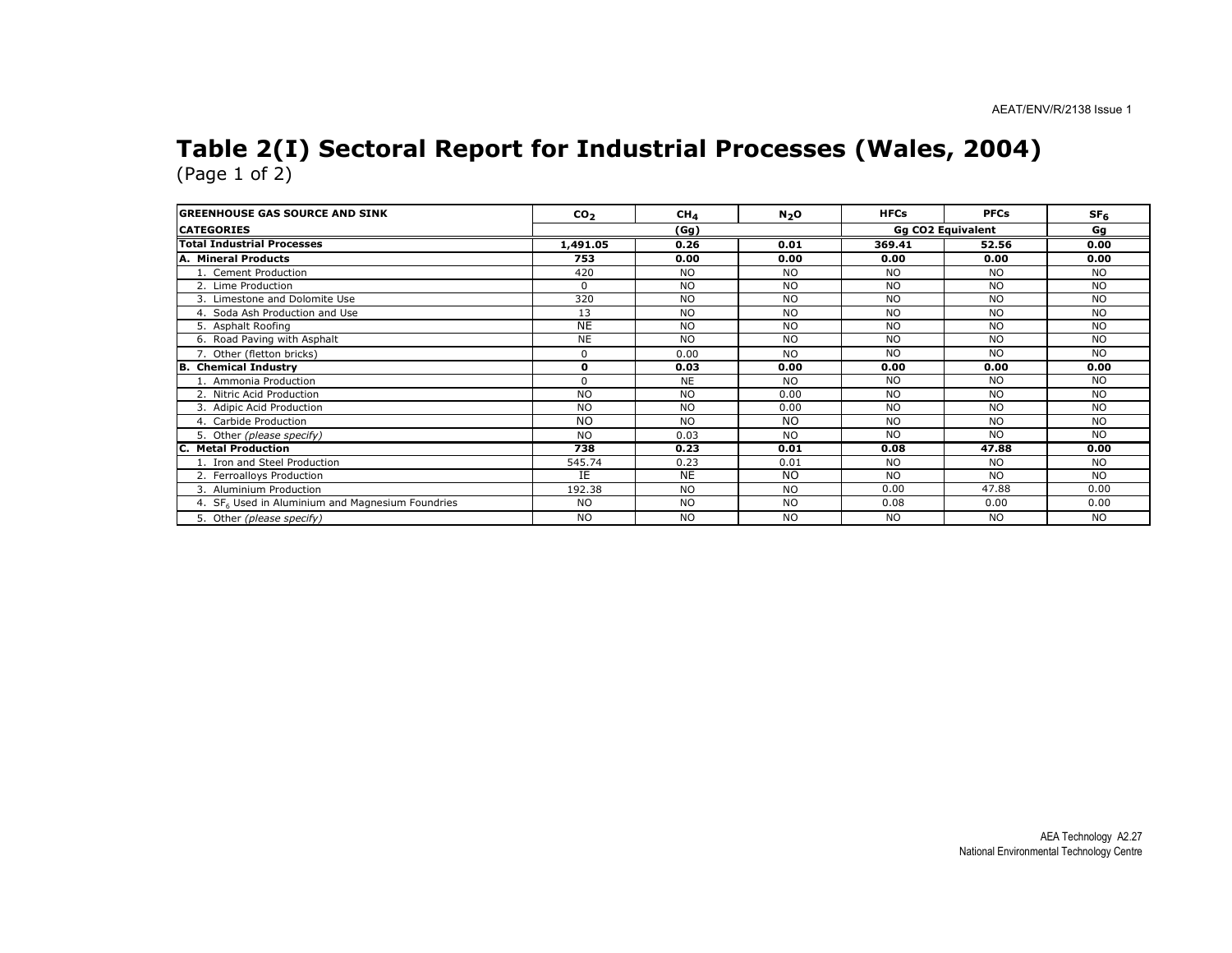# Table 2(I) Sectoral Report for Industrial Processes (Wales, 2004)

(Page 1 of 2)

| GREENHOUSE GAS SOURCE AND SINK | $CO_2$ | $CH_4$ | $N_2O$ | HFCs | PFCs | $SF_6$ |
|---|---|---|---|---|---|---|
| **CATEGORIES** | | (Gg) | | Gg CO2 Equivalent | | Gg |
| **Total Industrial Processes** | **1,491.05** | **0.26** | **0.01** | **369.41** | **52.56** | **0.00** |
| **A. Mineral Products** | **753** | **0.00** | **0.00** | **0.00** | **0.00** | **0.00** |
| 1. Cement Production | 420 | NO | NO | NO | NO | NO |
| 2. Lime Production | 0 | NO | NO | NO | NO | NO |
| 3. Limestone and Dolomite Use | 320 | NO | NO | NO | NO | NO |
| 4. Soda Ash Production and Use | 13 | NO | NO | NO | NO | NO |
| 5. Asphalt Roofing | NE | NO | NO | NO | NO | NO |
| 6. Road Paving with Asphalt | NE | NO | NO | NO | NO | NO |
| 7. Other (fletton bricks) | 0 | 0.00 | NO | NO | NO | NO |
| **B. Chemical Industry** | **0** | **0.03** | **0.00** | **0.00** | **0.00** | **0.00** |
| 1. Ammonia Production | 0 | NE | NO | NO | NO | NO |
| 2. Nitric Acid Production | NO | NO | 0.00 | NO | NO | NO |
| 3. Adipic Acid Production | NO | NO | 0.00 | NO | NO | NO |
| 4. Carbide Production | NO | NO | NO | NO | NO | NO |
| 5. Other *(please specify)* | NO | 0.03 | NO | NO | NO | NO |
| **C. Metal Production** | **738** | **0.23** | **0.01** | **0.08** | **47.88** | **0.00** |
| 1. Iron and Steel Production | 545.74 | 0.23 | 0.01 | NO | NO | NO |
| 2. Ferroalloys Production | IE | NE | NO | NO | NO | NO |
| 3. Aluminium Production | 192.38 | NO | NO | 0.00 | 47.88 | 0.00 |
| 4. $SF_6$ Used in Aluminium and Magnesium Foundries | NO | NO | NO | 0.08 | 0.00 | 0.00 |
| 5. Other *(please specify)* | NO | NO | NO | NO | NO | NO |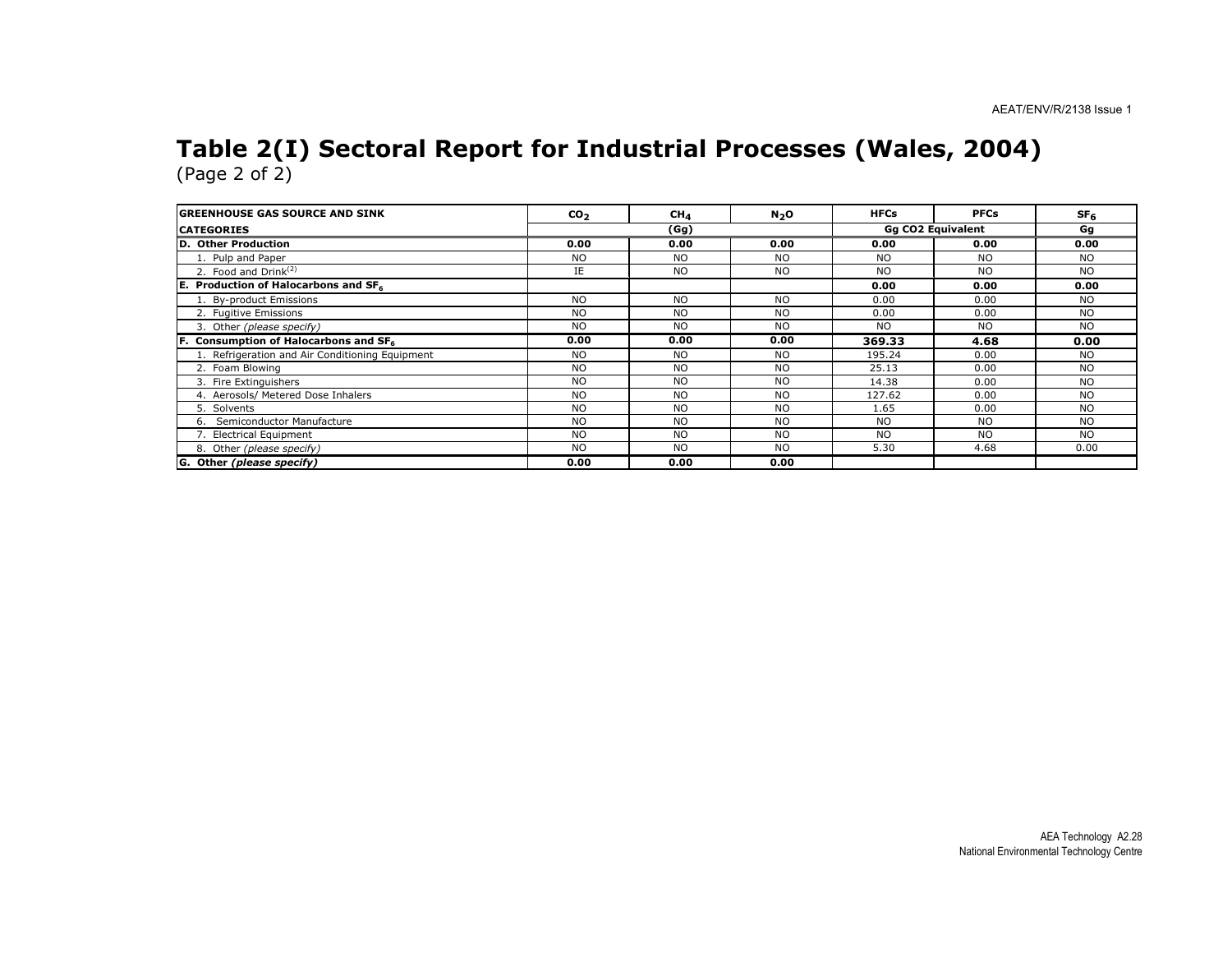# Table 2(I) Sectoral Report for Industrial Processes (Wales, 2004)

(Page 2 of 2)

| GREENHOUSE GAS SOURCE AND SINK | $CO_2$ | $CH_4$ | $N_2O$ | HFCs | PFCs | $SF_6$ |
|---|---|---|---|---|---|---|
| **CATEGORIES** | | (Gg) | | Gg CO2 Equivalent | | Gg |
| **D. Other Production** | **0.00** | **0.00** | **0.00** | **0.00** | **0.00** | **0.00** |
| 1. Pulp and Paper | NO | NO | NO | NO | NO | NO |
| 2. Food and Drink[(2)] | IE | NO | NO | NO | NO | NO |
| **E. Production of Halocarbons and $SF_6$** | | | | **0.00** | **0.00** | **0.00** |
| 1. By-product Emissions | NO | NO | NO | 0.00 | 0.00 | NO |
| 2. Fugitive Emissions | NO | NO | NO | 0.00 | 0.00 | NO |
| 3. Other *(please specify)* | NO | NO | NO | NO | NO | NO |
| **F. Consumption of Halocarbons and $SF_6$** | **0.00** | **0.00** | **0.00** | **369.33** | **4.68** | **0.00** |
| 1. Refrigeration and Air Conditioning Equipment | NO | NO | NO | 195.24 | 0.00 | NO |
| 2. Foam Blowing | NO | NO | NO | 25.13 | 0.00 | NO |
| 3. Fire Extinguishers | NO | NO | NO | 14.38 | 0.00 | NO |
| 4. Aerosols/ Metered Dose Inhalers | NO | NO | NO | 127.62 | 0.00 | NO |
| 5. Solvents | NO | NO | NO | 1.65 | 0.00 | NO |
| 6. Semiconductor Manufacture | NO | NO | NO | NO | NO | NO |
| 7. Electrical Equipment | NO | NO | NO | NO | NO | NO |
| 8. Other *(please specify)* | NO | NO | NO | 5.30 | 4.68 | 0.00 |
| **G. Other *(please specify)*** | **0.00** | **0.00** | **0.00** | | | |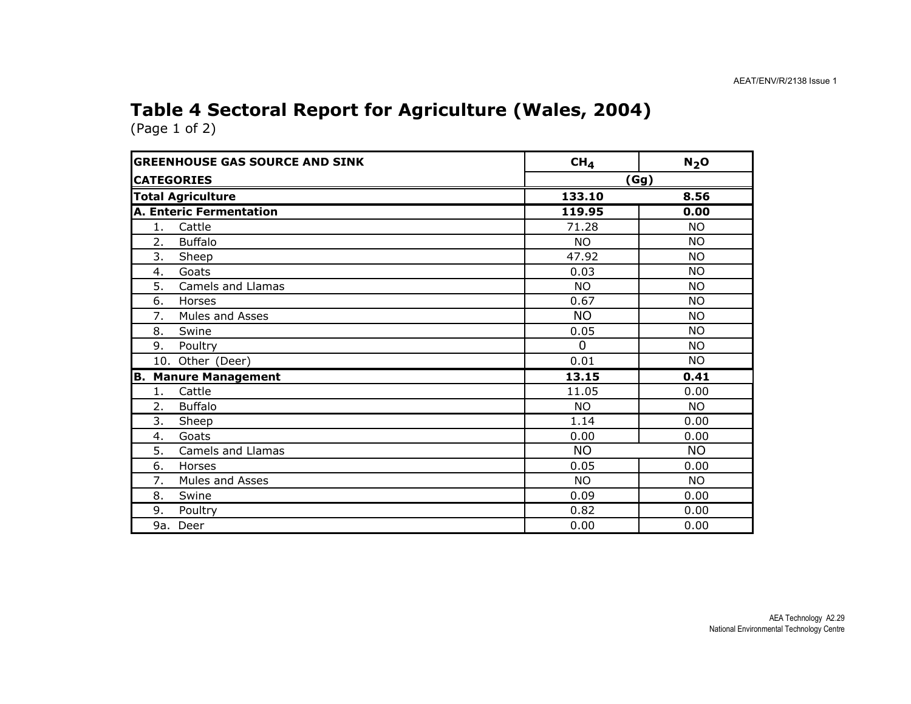# Table 4 Sectoral Report for Agriculture (Wales, 2004)

(Page 1 of 2)

| GREENHOUSE GAS SOURCE AND SINK | $CH_4$ | $N_2O$ |
|---|---|---|
| **CATEGORIES** | **(Gg)** | |
| **Total Agriculture** | **133.10** | **8.56** |
| **A. Enteric Fermentation** | **119.95** | **0.00** |
| 1. Cattle | 71.28 | NO |
| 2. Buffalo | NO | NO |
| 3. Sheep | 47.92 | NO |
| 4. Goats | 0.03 | NO |
| 5. Camels and Llamas | NO | NO |
| 6. Horses | 0.67 | NO |
| 7. Mules and Asses | NO | NO |
| 8. Swine | 0.05 | NO |
| 9. Poultry | 0 | NO |
| 10. Other (Deer) | 0.01 | NO |
| **B. Manure Management** | **13.15** | **0.41** |
| 1. Cattle | 11.05 | 0.00 |
| 2. Buffalo | NO | NO |
| 3. Sheep | 1.14 | 0.00 |
| 4. Goats | 0.00 | 0.00 |
| 5. Camels and Llamas | NO | NO |
| 6. Horses | 0.05 | 0.00 |
| 7. Mules and Asses | NO | NO |
| 8. Swine | 0.09 | 0.00 |
| 9. Poultry | 0.82 | 0.00 |
| 9a. Deer | 0.00 | 0.00 |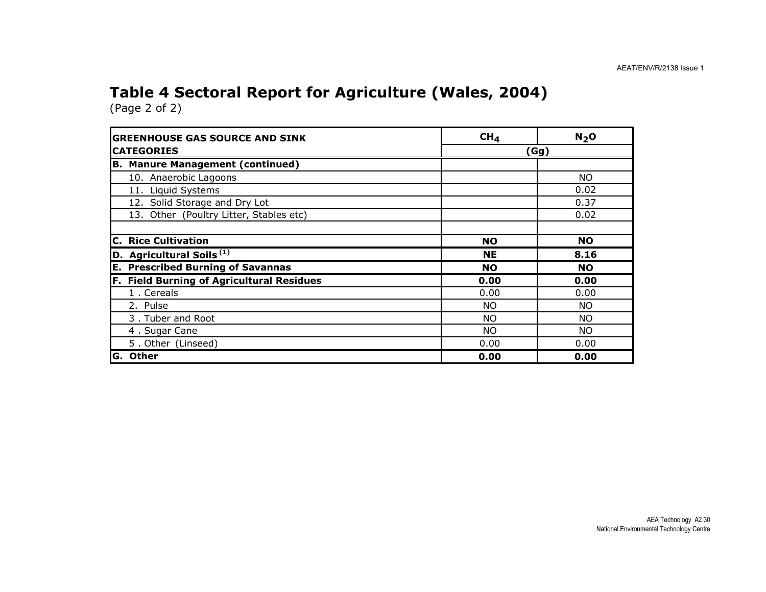# Table 4 Sectoral Report for Agriculture (Wales, 2004)

(Page 2 of 2)

| GREENHOUSE GAS SOURCE AND SINK CATEGORIES | $CH_4$ | $N_2O$ |
|---|---|---|
| | (Gg) | |
| **B. Manure Management (continued)** | | |
| 10. Anaerobic Lagoons | | NO |
| 11. Liquid Systems | | 0.02 |
| 12. Solid Storage and Dry Lot | | 0.37 |
| 13. Other (Poultry Litter, Stables etc) | | 0.02 |
| | | |
| **C. Rice Cultivation** | **NO** | **NO** |
| **D. Agricultural Soils [1]** | **NE** | **8.16** |
| **E. Prescribed Burning of Savannas** | **NO** | **NO** |
| **F. Field Burning of Agricultural Residues** | **0.00** | **0.00** |
| 1 . Cereals | 0.00 | 0.00 |
| 2. Pulse | NO | NO |
| 3 . Tuber and Root | NO | NO |
| 4 . Sugar Cane | NO | NO |
| 5 . Other (Linseed) | 0.00 | 0.00 |
| **G. Other** | **0.00** | **0.00** |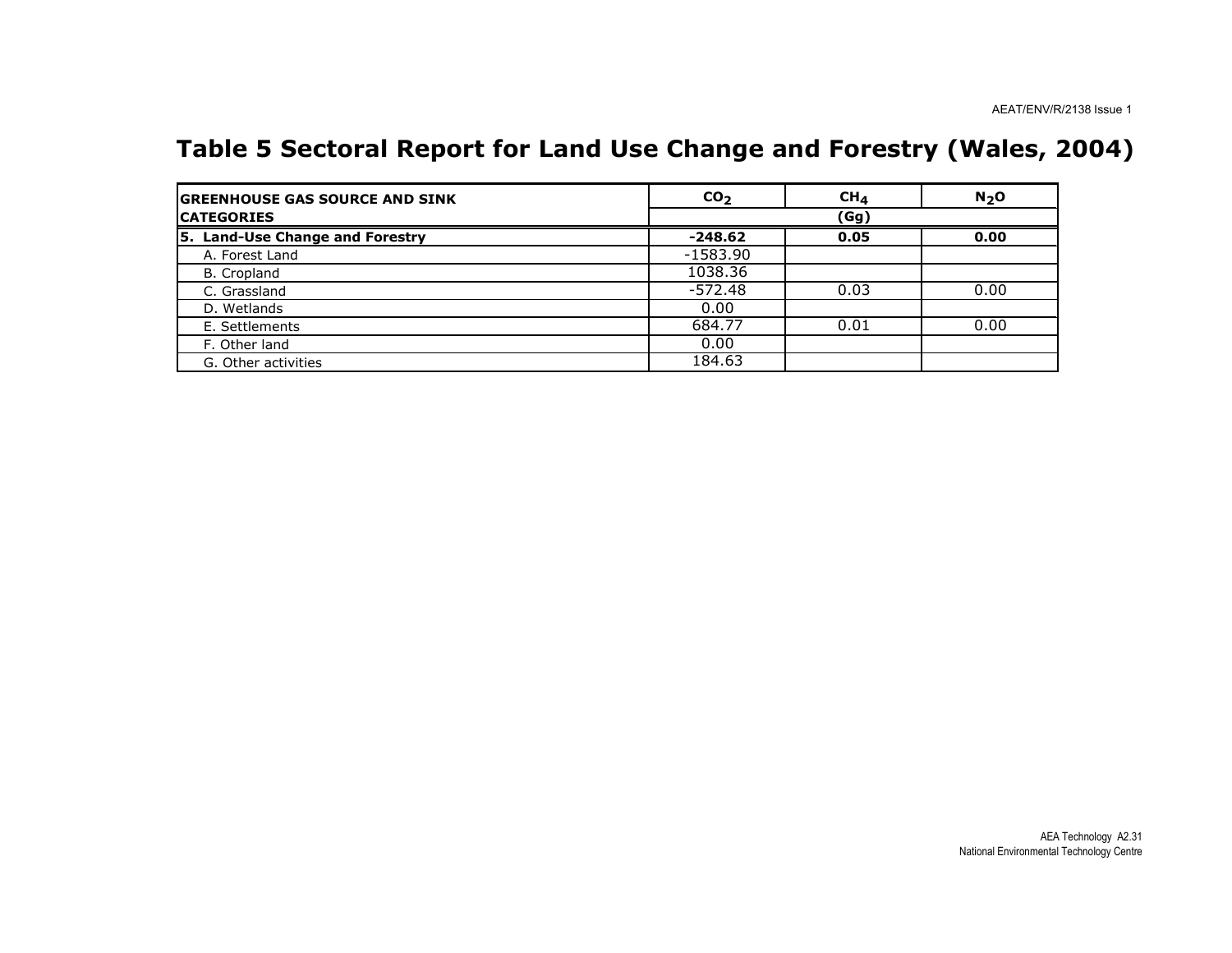# Table 5 Sectoral Report for Land Use Change and Forestry (Wales, 2004)

| GREENHOUSE GAS SOURCE AND SINK CATEGORIES | $CO_2$ | $CH_4$ | $N_2O$ |
|---|---|---|---|
| | | (Gg) | |
| **5. Land-Use Change and Forestry** | **-248.62** | **0.05** | **0.00** |
| A. Forest Land | -1583.90 | | |
| B. Cropland | 1038.36 | | |
| C. Grassland | -572.48 | 0.03 | 0.00 |
| D. Wetlands | 0.00 | | |
| E. Settlements | 684.77 | 0.01 | 0.00 |
| F. Other land | 0.00 | | |
| G. Other activities | 184.63 | | |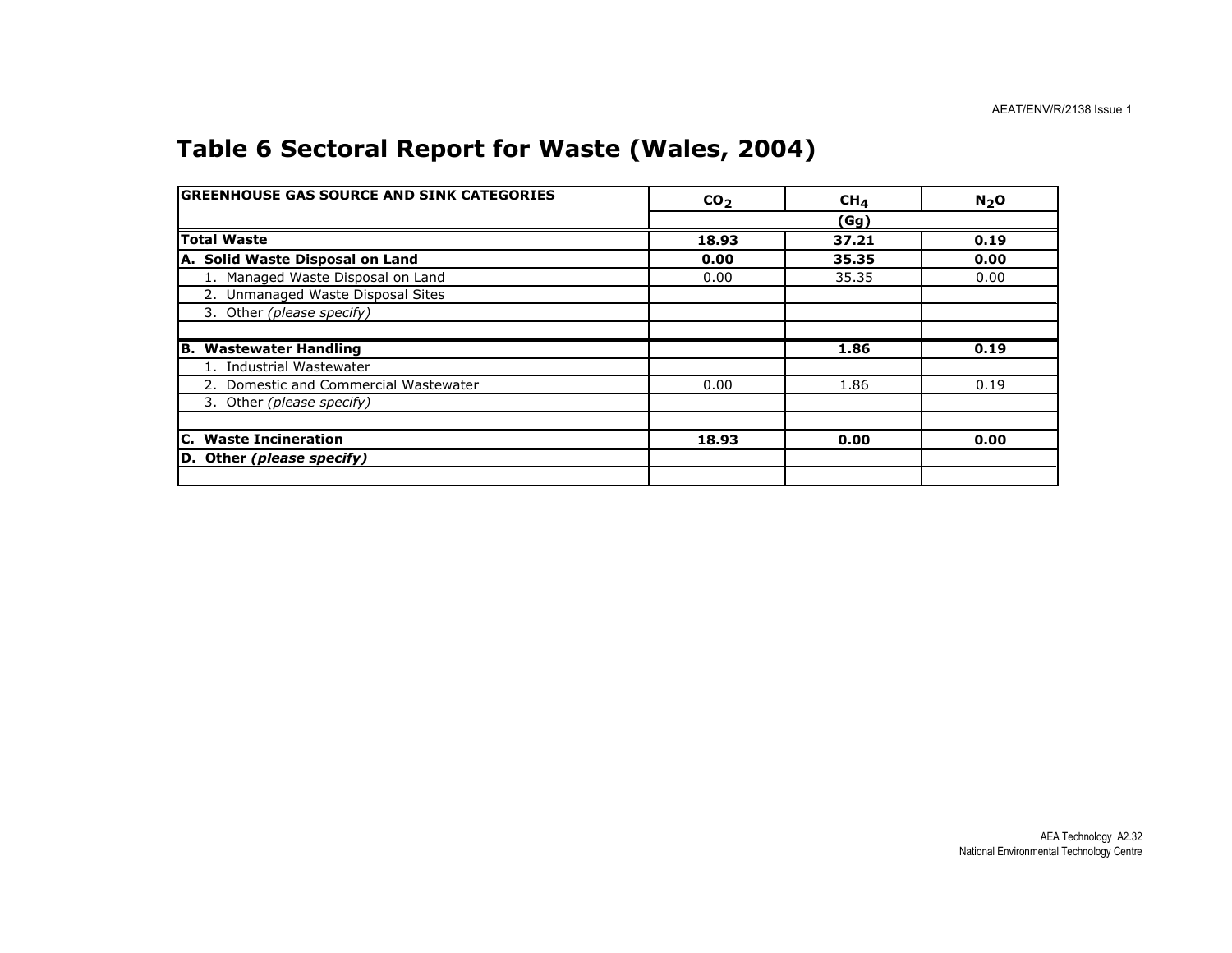# Table 6 Sectoral Report for Waste (Wales, 2004)

| GREENHOUSE GAS SOURCE AND SINK CATEGORIES | $CO_2$ | $CH_4$ | $N_2O$ |
|---|---|---|---|
| | (Gg) | | |
| **Total Waste** | **18.93** | **37.21** | **0.19** |
| **A. Solid Waste Disposal on Land** | **0.00** | **35.35** | **0.00** |
| 1. Managed Waste Disposal on Land | 0.00 | 35.35 | 0.00 |
| 2. Unmanaged Waste Disposal Sites | | | |
| 3. Other *(please specify)* | | | |
| | | | |
| **B. Wastewater Handling** | | **1.86** | **0.19** |
| 1. Industrial Wastewater | | | |
| 2. Domestic and Commercial Wastewater | 0.00 | 1.86 | 0.19 |
| 3. Other *(please specify)* | | | |
| | | | |
| **C. Waste Incineration** | **18.93** | **0.00** | **0.00** |
| **D. Other *(please specify)*** | | | |
| | | | |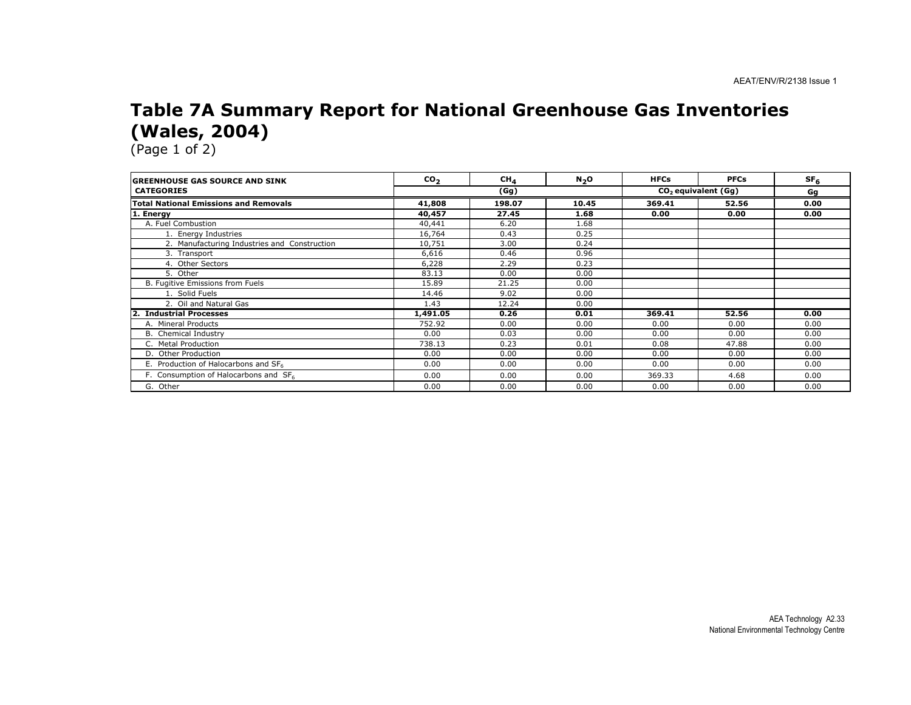# Table 7A Summary Report for National Greenhouse Gas Inventories (Wales, 2004)

(Page 1 of 2)

| GREENHOUSE GAS SOURCE AND SINK CATEGORIES | $CO_2$ | $CH_4$ | $N_2O$ | HFCs | PFCs | $SF_6$ |
|---|---|---|---|---|---|---|
| | (Gg) | | | $CO_2$ equivalent (Gg) | | Gg |
| **Total National Emissions and Removals** | **41,808** | **198.07** | **10.45** | **369.41** | **52.56** | **0.00** |
| **1. Energy** | **40,457** | **27.45** | **1.68** | **0.00** | **0.00** | **0.00** |
| A. Fuel Combustion | 40,441 | 6.20 | 1.68 | | | |
| 1. Energy Industries | 16,764 | 0.43 | 0.25 | | | |
| 2. Manufacturing Industries and Construction | 10,751 | 3.00 | 0.24 | | | |
| 3. Transport | 6,616 | 0.46 | 0.96 | | | |
| 4. Other Sectors | 6,228 | 2.29 | 0.23 | | | |
| 5. Other | 83.13 | 0.00 | 0.00 | | | |
| B. Fugitive Emissions from Fuels | 15.89 | 21.25 | 0.00 | | | |
| 1. Solid Fuels | 14.46 | 9.02 | 0.00 | | | |
| 2. Oil and Natural Gas | 1.43 | 12.24 | 0.00 | | | |
| **2. Industrial Processes** | **1,491.05** | **0.26** | **0.01** | **369.41** | **52.56** | **0.00** |
| A. Mineral Products | 752.92 | 0.00 | 0.00 | 0.00 | 0.00 | 0.00 |
| B. Chemical Industry | 0.00 | 0.03 | 0.00 | 0.00 | 0.00 | 0.00 |
| C. Metal Production | 738.13 | 0.23 | 0.01 | 0.08 | 47.88 | 0.00 |
| D. Other Production | 0.00 | 0.00 | 0.00 | 0.00 | 0.00 | 0.00 |
| E. Production of Halocarbons and $SF_6$ | 0.00 | 0.00 | 0.00 | 0.00 | 0.00 | 0.00 |
| F. Consumption of Halocarbons and $SF_6$ | 0.00 | 0.00 | 0.00 | 369.33 | 4.68 | 0.00 |
| G. Other | 0.00 | 0.00 | 0.00 | 0.00 | 0.00 | 0.00 |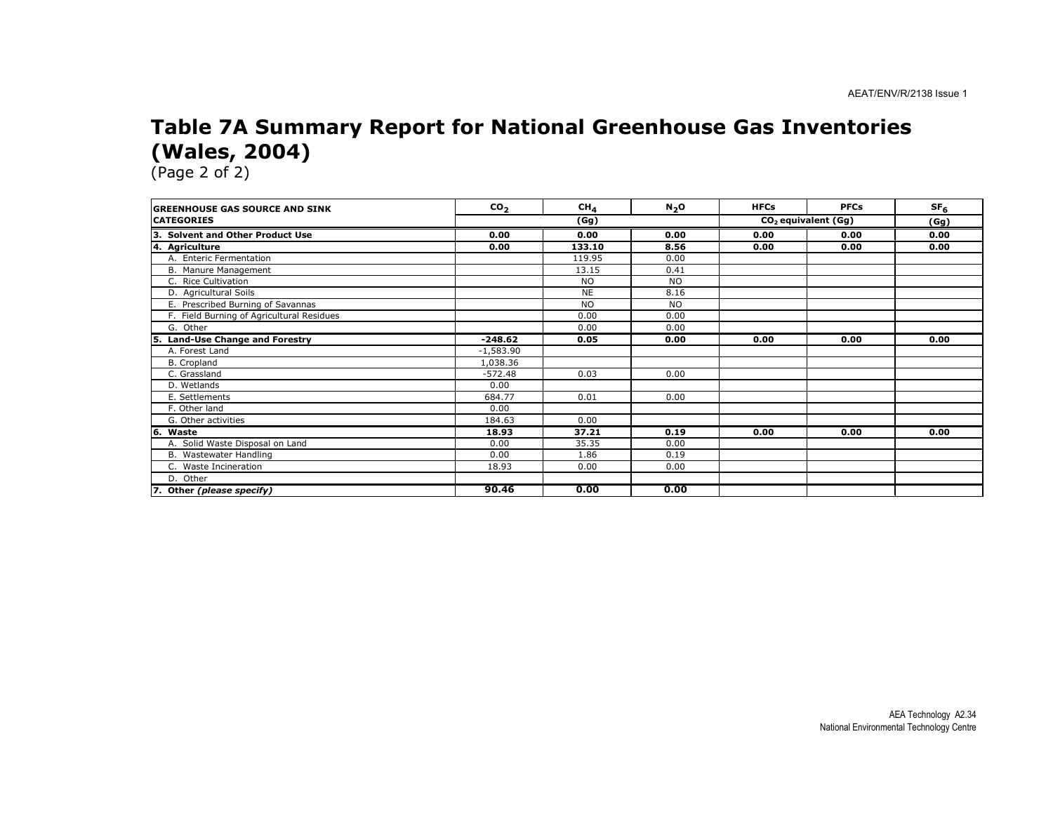# Table 7A Summary Report for National Greenhouse Gas Inventories (Wales, 2004)

(Page 2 of 2)

| GREENHOUSE GAS SOURCE AND SINK CATEGORIES | $CO_2$ | $CH_4$ | $N_2O$ | HFCs | PFCs | $SF_6$ |
|---|---|---|---|---|---|---|
| | (Gg) | | | $CO_2$ equivalent (Gg) | | (Gg) |
| **3. Solvent and Other Product Use** | **0.00** | **0.00** | **0.00** | **0.00** | **0.00** | **0.00** |
| **4. Agriculture** | **0.00** | **133.10** | **8.56** | **0.00** | **0.00** | **0.00** |
| A. Enteric Fermentation | | 119.95 | 0.00 | | | |
| B. Manure Management | | 13.15 | 0.41 | | | |
| C. Rice Cultivation | | NO | NO | | | |
| D. Agricultural Soils | | NE | 8.16 | | | |
| E. Prescribed Burning of Savannas | | NO | NO | | | |
| F. Field Burning of Agricultural Residues | | 0.00 | 0.00 | | | |
| G. Other | | 0.00 | 0.00 | | | |
| **5. Land-Use Change and Forestry** | **-248.62** | **0.05** | **0.00** | **0.00** | **0.00** | **0.00** |
| A. Forest Land | -1,583.90 | | | | | |
| B. Cropland | 1,038.36 | | | | | |
| C. Grassland | -572.48 | 0.03 | 0.00 | | | |
| D. Wetlands | 0.00 | | | | | |
| E. Settlements | 684.77 | 0.01 | 0.00 | | | |
| F. Other land | 0.00 | | | | | |
| G. Other activities | 184.63 | 0.00 | | | | |
| **6. Waste** | **18.93** | **37.21** | **0.19** | **0.00** | **0.00** | **0.00** |
| A. Solid Waste Disposal on Land | 0.00 | 35.35 | 0.00 | | | |
| B. Wastewater Handling | 0.00 | 1.86 | 0.19 | | | |
| C. Waste Incineration | 18.93 | 0.00 | 0.00 | | | |
| D. Other | | | | | | |
| **7. Other *(please specify)*** | **90.46** | **0.00** | **0.00** | | | |